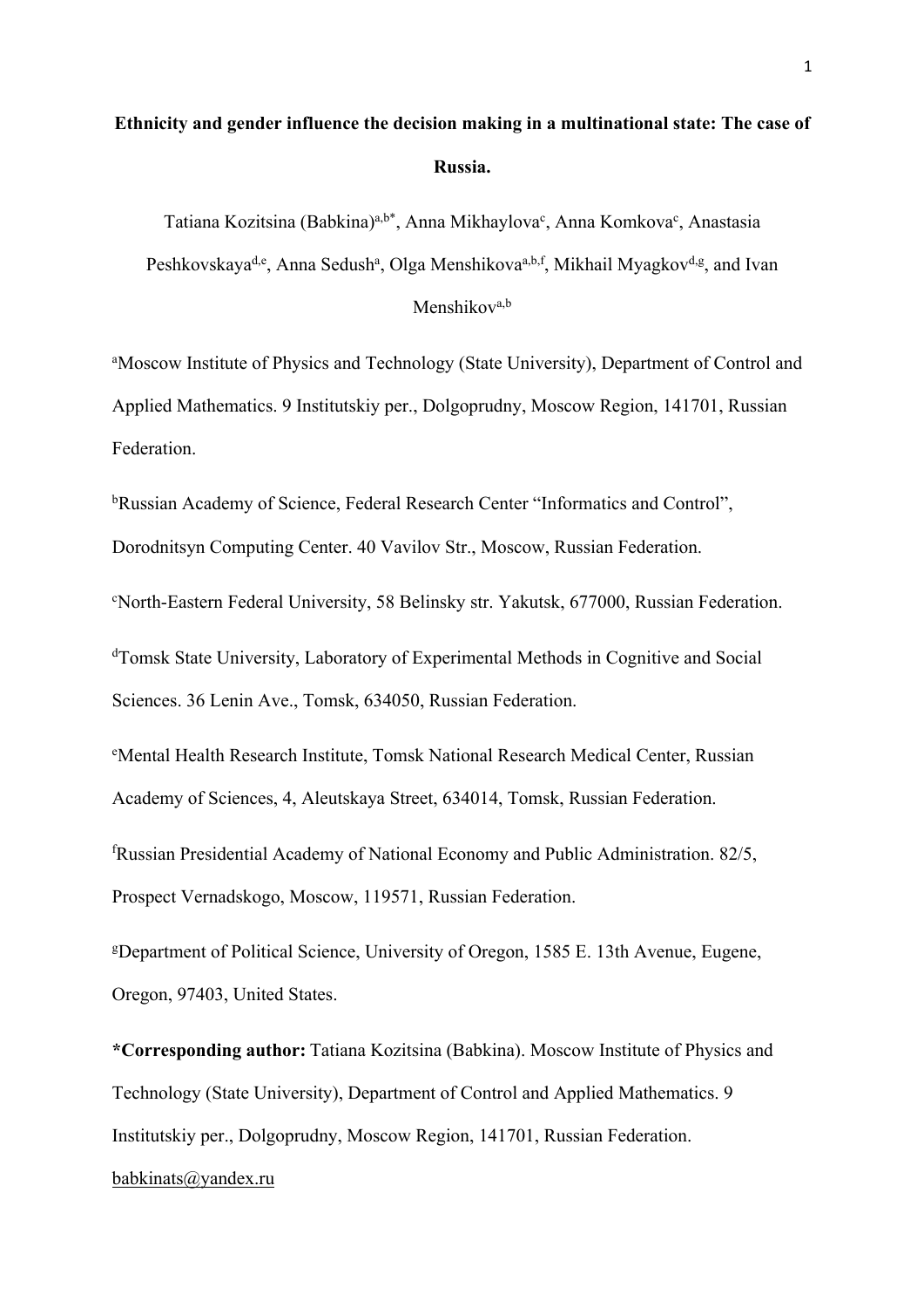# Ethnicity and gender influence the decision making in a multinational state: The case of Russia.

Tatiana Kozitsina (Babkina)[a,b*], Anna Mikhaylova[c], Anna Komkova[c], Anastasia Peshkovskaya[d,e], Anna Sedush[a], Olga Menshikova[a,b,f], Mikhail Myagkov[d,g], and Ivan Menshikov[a,b]

[a]Moscow Institute of Physics and Technology (State University), Department of Control and Applied Mathematics. 9 Institutskiy per., Dolgoprudny, Moscow Region, 141701, Russian Federation.

[b]Russian Academy of Science, Federal Research Center "Informatics and Control", Dorodnitsyn Computing Center. 40 Vavilov Str., Moscow, Russian Federation.

[c]North-Eastern Federal University, 58 Belinsky str. Yakutsk, 677000, Russian Federation.

[d]Tomsk State University, Laboratory of Experimental Methods in Cognitive and Social Sciences. 36 Lenin Ave., Tomsk, 634050, Russian Federation.

[e]Mental Health Research Institute, Tomsk National Research Medical Center, Russian Academy of Sciences, 4, Aleutskaya Street, 634014, Tomsk, Russian Federation.

[f]Russian Presidential Academy of National Economy and Public Administration. 82/5, Prospect Vernadskogo, Moscow, 119571, Russian Federation.

[g]Department of Political Science, University of Oregon, 1585 E. 13th Avenue, Eugene, Oregon, 97403, United States.

**\*Corresponding author:** Tatiana Kozitsina (Babkina). Moscow Institute of Physics and Technology (State University), Department of Control and Applied Mathematics. 9 Institutskiy per., Dolgoprudny, Moscow Region, 141701, Russian Federation. babkinats@yandex.ru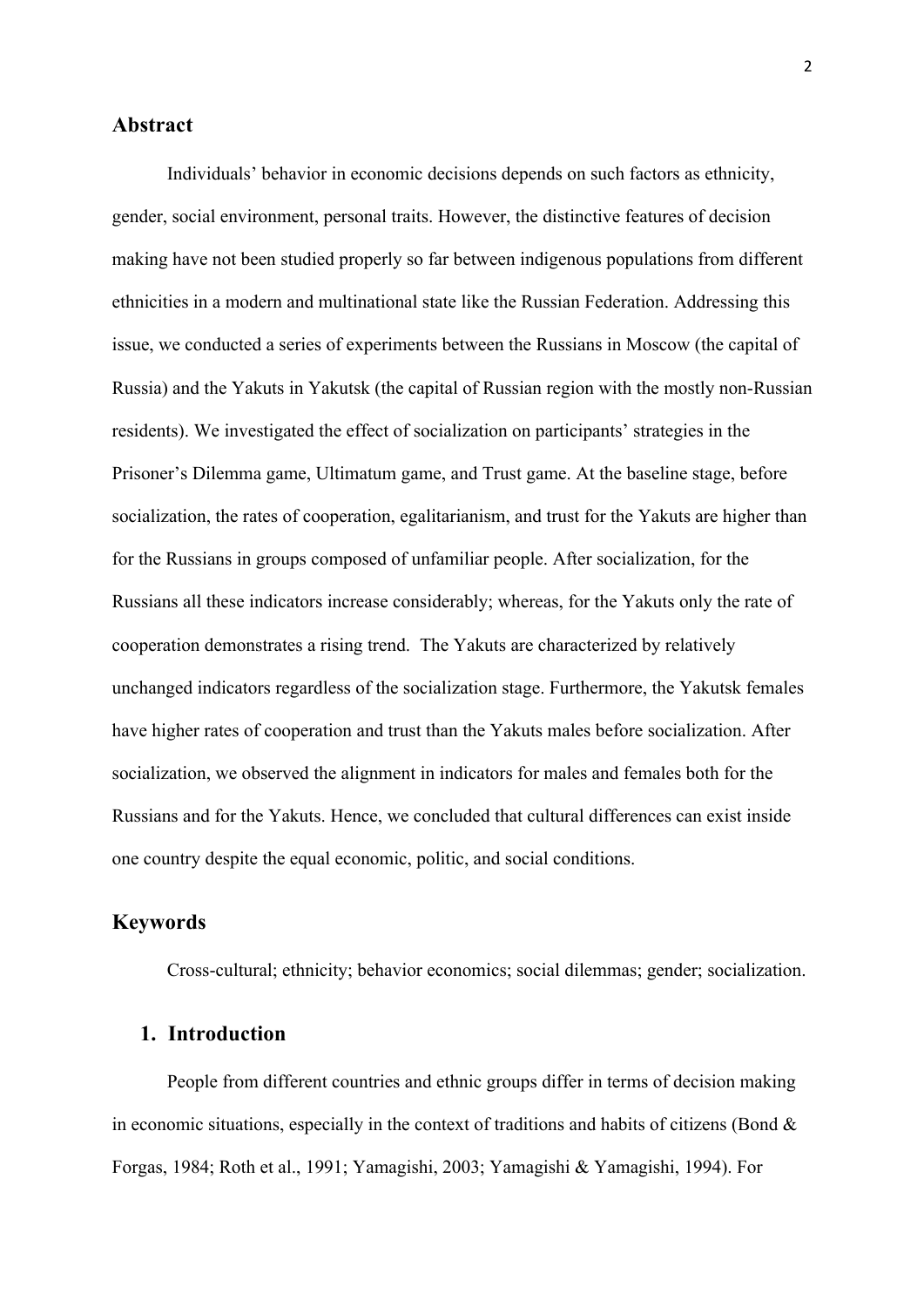## Abstract

Individuals' behavior in economic decisions depends on such factors as ethnicity, gender, social environment, personal traits. However, the distinctive features of decision making have not been studied properly so far between indigenous populations from different ethnicities in a modern and multinational state like the Russian Federation. Addressing this issue, we conducted a series of experiments between the Russians in Moscow (the capital of Russia) and the Yakuts in Yakutsk (the capital of Russian region with the mostly non-Russian residents). We investigated the effect of socialization on participants' strategies in the Prisoner's Dilemma game, Ultimatum game, and Trust game. At the baseline stage, before socialization, the rates of cooperation, egalitarianism, and trust for the Yakuts are higher than for the Russians in groups composed of unfamiliar people. After socialization, for the Russians all these indicators increase considerably; whereas, for the Yakuts only the rate of cooperation demonstrates a rising trend. The Yakuts are characterized by relatively unchanged indicators regardless of the socialization stage. Furthermore, the Yakutsk females have higher rates of cooperation and trust than the Yakuts males before socialization. After socialization, we observed the alignment in indicators for males and females both for the Russians and for the Yakuts. Hence, we concluded that cultural differences can exist inside one country despite the equal economic, politic, and social conditions.

## Keywords

Cross-cultural; ethnicity; behavior economics; social dilemmas; gender; socialization.

## 1. Introduction

People from different countries and ethnic groups differ in terms of decision making in economic situations, especially in the context of traditions and habits of citizens (Bond & Forgas, 1984; Roth et al., 1991; Yamagishi, 2003; Yamagishi & Yamagishi, 1994). For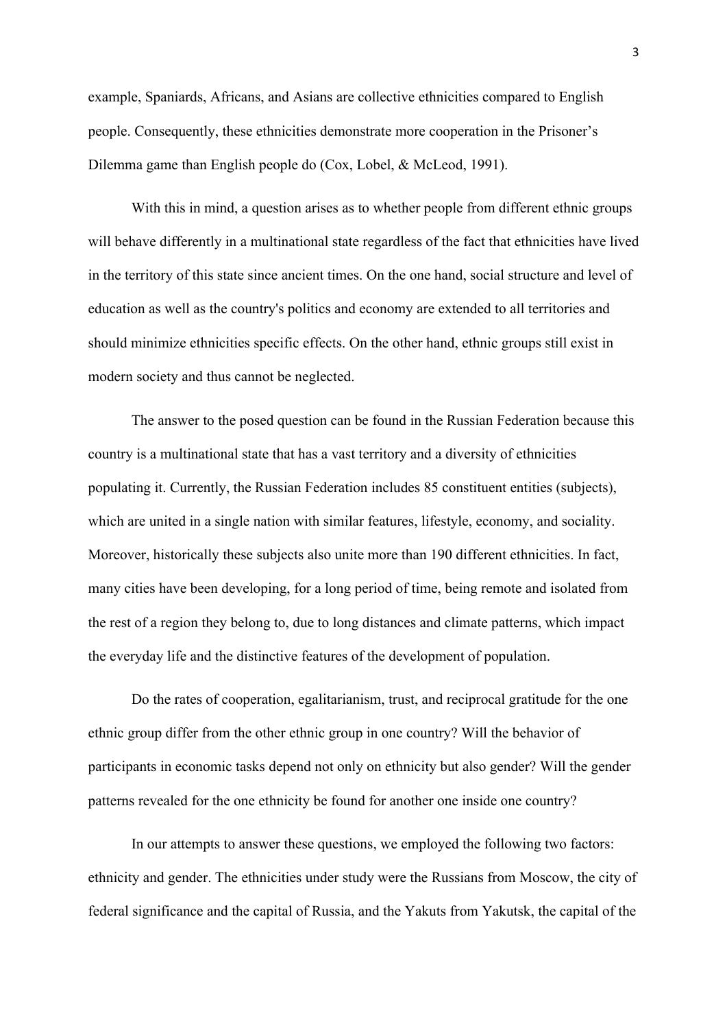example, Spaniards, Africans, and Asians are collective ethnicities compared to English people. Consequently, these ethnicities demonstrate more cooperation in the Prisoner's Dilemma game than English people do (Cox, Lobel, & McLeod, 1991).

With this in mind, a question arises as to whether people from different ethnic groups will behave differently in a multinational state regardless of the fact that ethnicities have lived in the territory of this state since ancient times. On the one hand, social structure and level of education as well as the country's politics and economy are extended to all territories and should minimize ethnicities specific effects. On the other hand, ethnic groups still exist in modern society and thus cannot be neglected.

The answer to the posed question can be found in the Russian Federation because this country is a multinational state that has a vast territory and a diversity of ethnicities populating it. Currently, the Russian Federation includes 85 constituent entities (subjects), which are united in a single nation with similar features, lifestyle, economy, and sociality. Moreover, historically these subjects also unite more than 190 different ethnicities. In fact, many cities have been developing, for a long period of time, being remote and isolated from the rest of a region they belong to, due to long distances and climate patterns, which impact the everyday life and the distinctive features of the development of population.

Do the rates of cooperation, egalitarianism, trust, and reciprocal gratitude for the one ethnic group differ from the other ethnic group in one country? Will the behavior of participants in economic tasks depend not only on ethnicity but also gender? Will the gender patterns revealed for the one ethnicity be found for another one inside one country?

In our attempts to answer these questions, we employed the following two factors: ethnicity and gender. The ethnicities under study were the Russians from Moscow, the city of federal significance and the capital of Russia, and the Yakuts from Yakutsk, the capital of the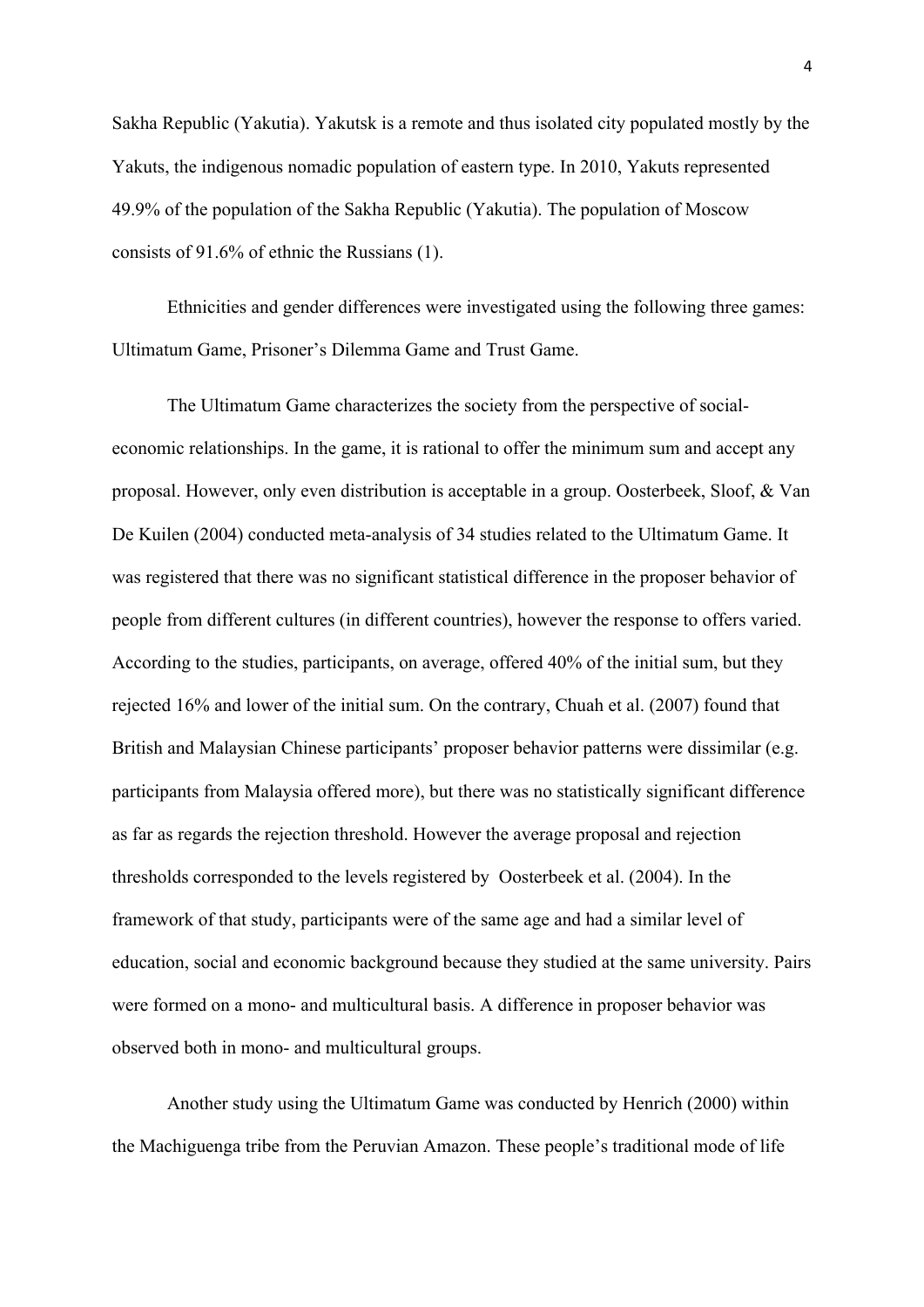Sakha Republic (Yakutia). Yakutsk is a remote and thus isolated city populated mostly by the Yakuts, the indigenous nomadic population of eastern type. In 2010, Yakuts represented 49.9% of the population of the Sakha Republic (Yakutia). The population of Moscow consists of 91.6% of ethnic the Russians (1).

Ethnicities and gender differences were investigated using the following three games: Ultimatum Game, Prisoner's Dilemma Game and Trust Game.

The Ultimatum Game characterizes the society from the perspective of social-economic relationships. In the game, it is rational to offer the minimum sum and accept any proposal. However, only even distribution is acceptable in a group. Oosterbeek, Sloof, & Van De Kuilen (2004) conducted meta-analysis of 34 studies related to the Ultimatum Game. It was registered that there was no significant statistical difference in the proposer behavior of people from different cultures (in different countries), however the response to offers varied. According to the studies, participants, on average, offered 40% of the initial sum, but they rejected 16% and lower of the initial sum. On the contrary, Chuah et al. (2007) found that British and Malaysian Chinese participants' proposer behavior patterns were dissimilar (e.g. participants from Malaysia offered more), but there was no statistically significant difference as far as regards the rejection threshold. However the average proposal and rejection thresholds corresponded to the levels registered by Oosterbeek et al. (2004). In the framework of that study, participants were of the same age and had a similar level of education, social and economic background because they studied at the same university. Pairs were formed on a mono- and multicultural basis. A difference in proposer behavior was observed both in mono- and multicultural groups.

Another study using the Ultimatum Game was conducted by Henrich (2000) within the Machiguenga tribe from the Peruvian Amazon. These people's traditional mode of life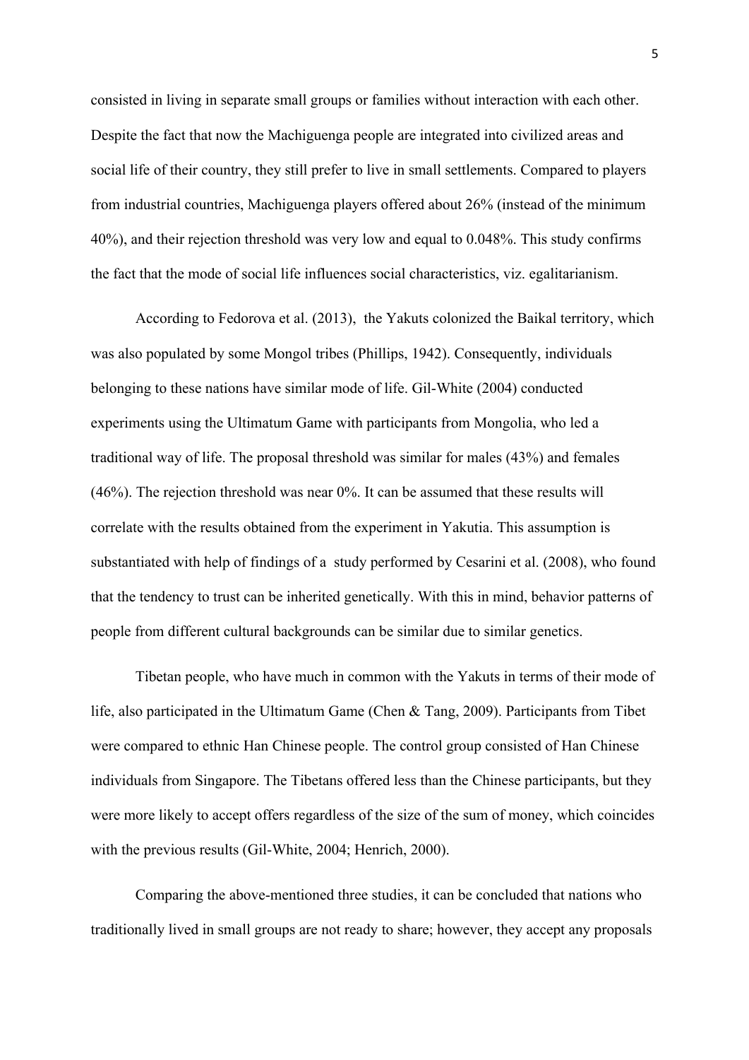consisted in living in separate small groups or families without interaction with each other. Despite the fact that now the Machiguenga people are integrated into civilized areas and social life of their country, they still prefer to live in small settlements. Compared to players from industrial countries, Machiguenga players offered about 26% (instead of the minimum 40%), and their rejection threshold was very low and equal to 0.048%. This study confirms the fact that the mode of social life influences social characteristics, viz. egalitarianism.

According to Fedorova et al. (2013), the Yakuts colonized the Baikal territory, which was also populated by some Mongol tribes (Phillips, 1942). Consequently, individuals belonging to these nations have similar mode of life. Gil-White (2004) conducted experiments using the Ultimatum Game with participants from Mongolia, who led a traditional way of life. The proposal threshold was similar for males (43%) and females (46%). The rejection threshold was near 0%. It can be assumed that these results will correlate with the results obtained from the experiment in Yakutia. This assumption is substantiated with help of findings of a study performed by Cesarini et al. (2008), who found that the tendency to trust can be inherited genetically. With this in mind, behavior patterns of people from different cultural backgrounds can be similar due to similar genetics.

Tibetan people, who have much in common with the Yakuts in terms of their mode of life, also participated in the Ultimatum Game (Chen & Tang, 2009). Participants from Tibet were compared to ethnic Han Chinese people. The control group consisted of Han Chinese individuals from Singapore. The Tibetans offered less than the Chinese participants, but they were more likely to accept offers regardless of the size of the sum of money, which coincides with the previous results (Gil-White, 2004; Henrich, 2000).

Comparing the above-mentioned three studies, it can be concluded that nations who traditionally lived in small groups are not ready to share; however, they accept any proposals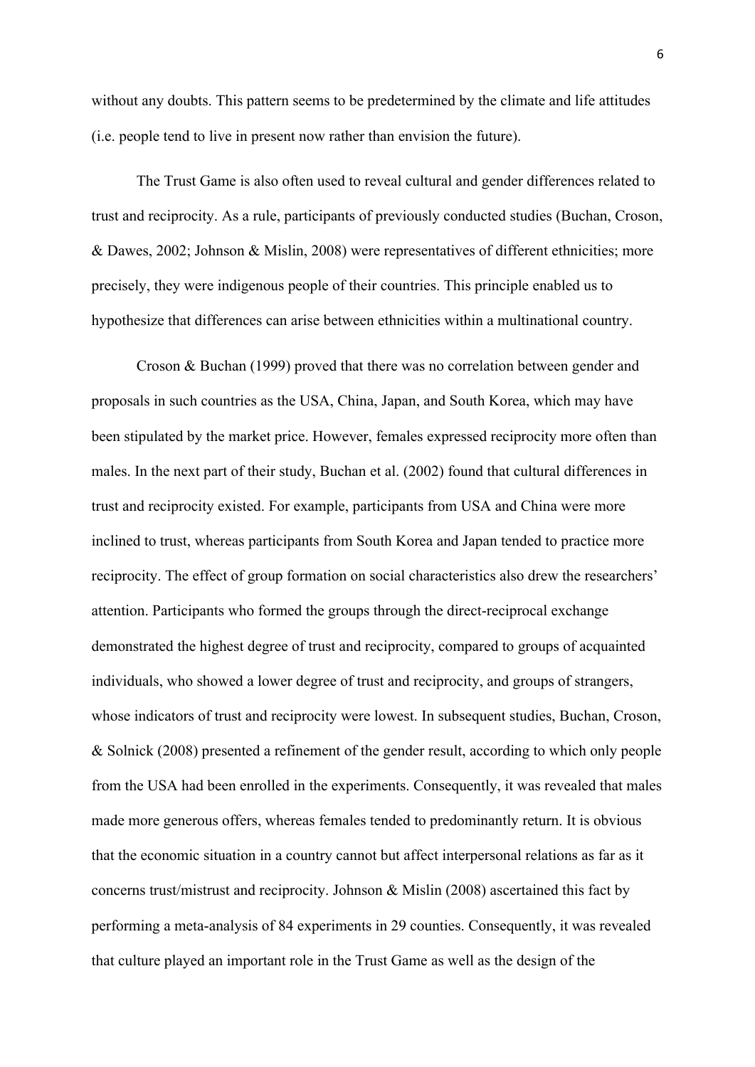without any doubts. This pattern seems to be predetermined by the climate and life attitudes (i.e. people tend to live in present now rather than envision the future).

The Trust Game is also often used to reveal cultural and gender differences related to trust and reciprocity. As a rule, participants of previously conducted studies (Buchan, Croson, & Dawes, 2002; Johnson & Mislin, 2008) were representatives of different ethnicities; more precisely, they were indigenous people of their countries. This principle enabled us to hypothesize that differences can arise between ethnicities within a multinational country.

Croson & Buchan (1999) proved that there was no correlation between gender and proposals in such countries as the USA, China, Japan, and South Korea, which may have been stipulated by the market price. However, females expressed reciprocity more often than males. In the next part of their study, Buchan et al. (2002) found that cultural differences in trust and reciprocity existed. For example, participants from USA and China were more inclined to trust, whereas participants from South Korea and Japan tended to practice more reciprocity. The effect of group formation on social characteristics also drew the researchers' attention. Participants who formed the groups through the direct-reciprocal exchange demonstrated the highest degree of trust and reciprocity, compared to groups of acquainted individuals, who showed a lower degree of trust and reciprocity, and groups of strangers, whose indicators of trust and reciprocity were lowest. In subsequent studies, Buchan, Croson, & Solnick (2008) presented a refinement of the gender result, according to which only people from the USA had been enrolled in the experiments. Consequently, it was revealed that males made more generous offers, whereas females tended to predominantly return. It is obvious that the economic situation in a country cannot but affect interpersonal relations as far as it concerns trust/mistrust and reciprocity. Johnson & Mislin (2008) ascertained this fact by performing a meta-analysis of 84 experiments in 29 counties. Consequently, it was revealed that culture played an important role in the Trust Game as well as the design of the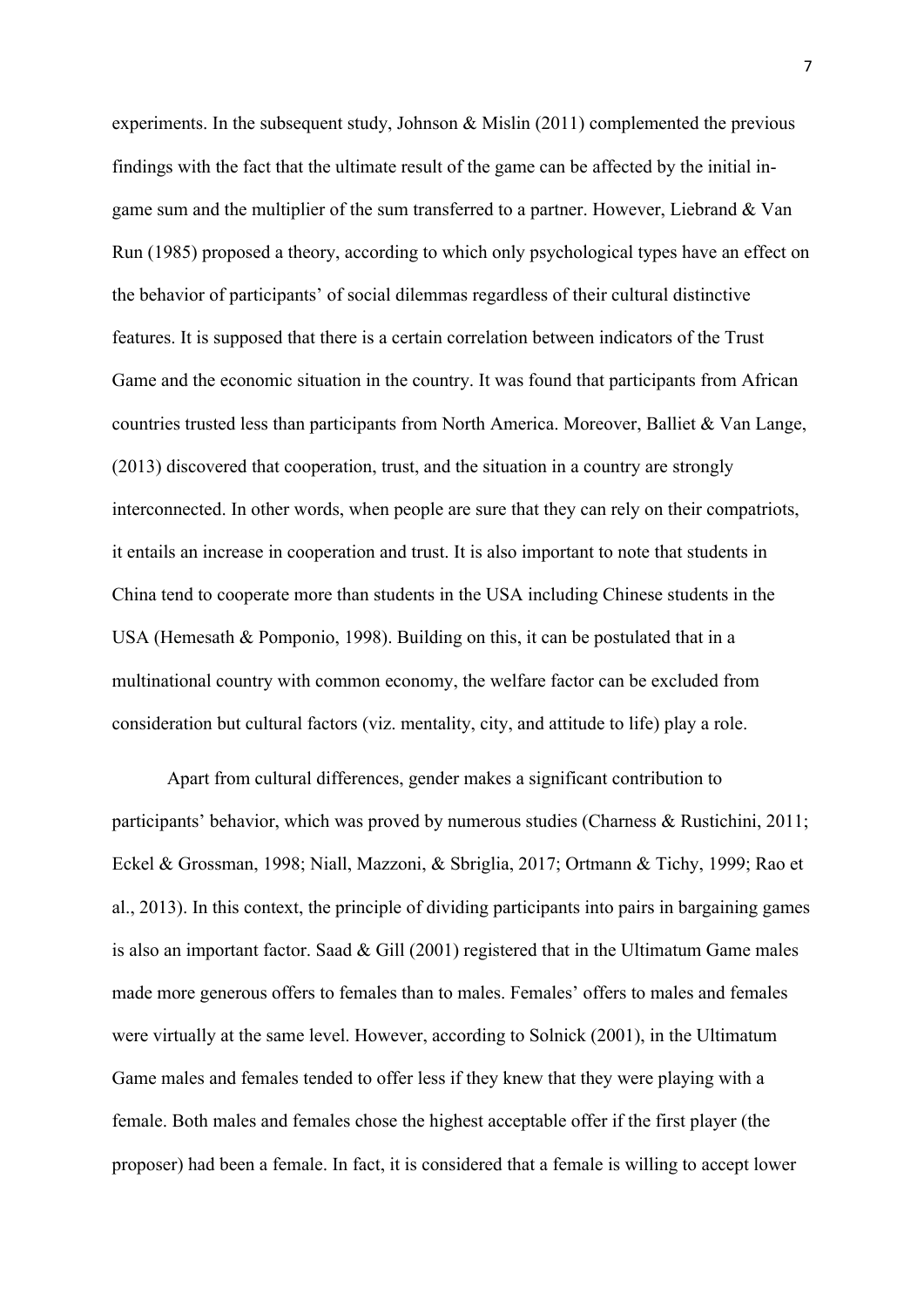experiments. In the subsequent study, Johnson & Mislin (2011) complemented the previous findings with the fact that the ultimate result of the game can be affected by the initial in-game sum and the multiplier of the sum transferred to a partner. However, Liebrand & Van Run (1985) proposed a theory, according to which only psychological types have an effect on the behavior of participants' of social dilemmas regardless of their cultural distinctive features. It is supposed that there is a certain correlation between indicators of the Trust Game and the economic situation in the country. It was found that participants from African countries trusted less than participants from North America. Moreover, Balliet & Van Lange, (2013) discovered that cooperation, trust, and the situation in a country are strongly interconnected. In other words, when people are sure that they can rely on their compatriots, it entails an increase in cooperation and trust. It is also important to note that students in China tend to cooperate more than students in the USA including Chinese students in the USA (Hemesath & Pomponio, 1998). Building on this, it can be postulated that in a multinational country with common economy, the welfare factor can be excluded from consideration but cultural factors (viz. mentality, city, and attitude to life) play a role.

Apart from cultural differences, gender makes a significant contribution to participants' behavior, which was proved by numerous studies (Charness & Rustichini, 2011; Eckel & Grossman, 1998; Niall, Mazzoni, & Sbriglia, 2017; Ortmann & Tichy, 1999; Rao et al., 2013). In this context, the principle of dividing participants into pairs in bargaining games is also an important factor. Saad & Gill (2001) registered that in the Ultimatum Game males made more generous offers to females than to males. Females' offers to males and females were virtually at the same level. However, according to Solnick (2001), in the Ultimatum Game males and females tended to offer less if they knew that they were playing with a female. Both males and females chose the highest acceptable offer if the first player (the proposer) had been a female. In fact, it is considered that a female is willing to accept lower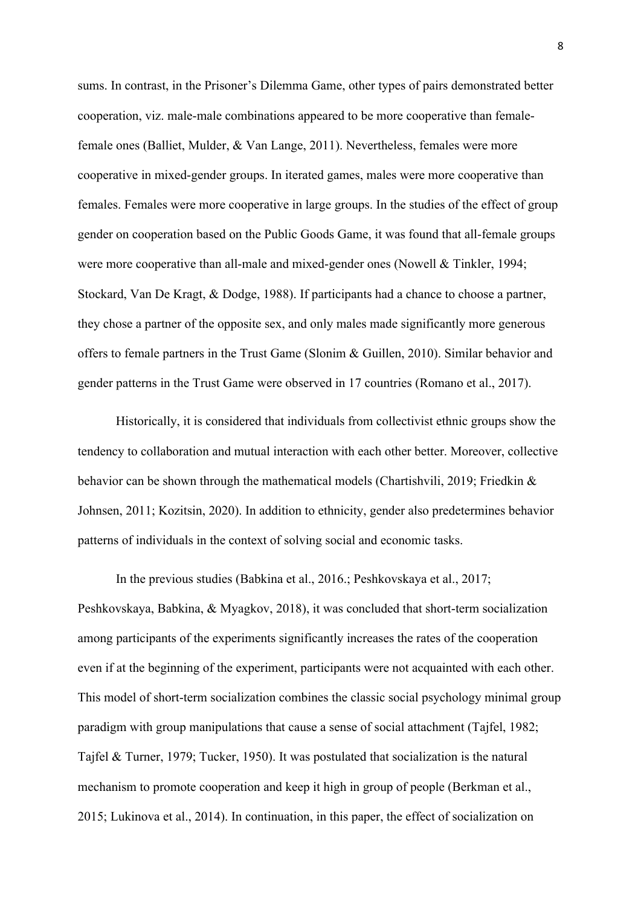sums. In contrast, in the Prisoner's Dilemma Game, other types of pairs demonstrated better cooperation, viz. male-male combinations appeared to be more cooperative than female-female ones (Balliet, Mulder, & Van Lange, 2011). Nevertheless, females were more cooperative in mixed-gender groups. In iterated games, males were more cooperative than females. Females were more cooperative in large groups. In the studies of the effect of group gender on cooperation based on the Public Goods Game, it was found that all-female groups were more cooperative than all-male and mixed-gender ones (Nowell & Tinkler, 1994; Stockard, Van De Kragt, & Dodge, 1988). If participants had a chance to choose a partner, they chose a partner of the opposite sex, and only males made significantly more generous offers to female partners in the Trust Game (Slonim & Guillen, 2010). Similar behavior and gender patterns in the Trust Game were observed in 17 countries (Romano et al., 2017).

Historically, it is considered that individuals from collectivist ethnic groups show the tendency to collaboration and mutual interaction with each other better. Moreover, collective behavior can be shown through the mathematical models (Chartishvili, 2019; Friedkin & Johnsen, 2011; Kozitsin, 2020). In addition to ethnicity, gender also predetermines behavior patterns of individuals in the context of solving social and economic tasks.

In the previous studies (Babkina et al., 2016.; Peshkovskaya et al., 2017; Peshkovskaya, Babkina, & Myagkov, 2018), it was concluded that short-term socialization among participants of the experiments significantly increases the rates of the cooperation even if at the beginning of the experiment, participants were not acquainted with each other. This model of short-term socialization combines the classic social psychology minimal group paradigm with group manipulations that cause a sense of social attachment (Tajfel, 1982; Tajfel & Turner, 1979; Tucker, 1950). It was postulated that socialization is the natural mechanism to promote cooperation and keep it high in group of people (Berkman et al., 2015; Lukinova et al., 2014). In continuation, in this paper, the effect of socialization on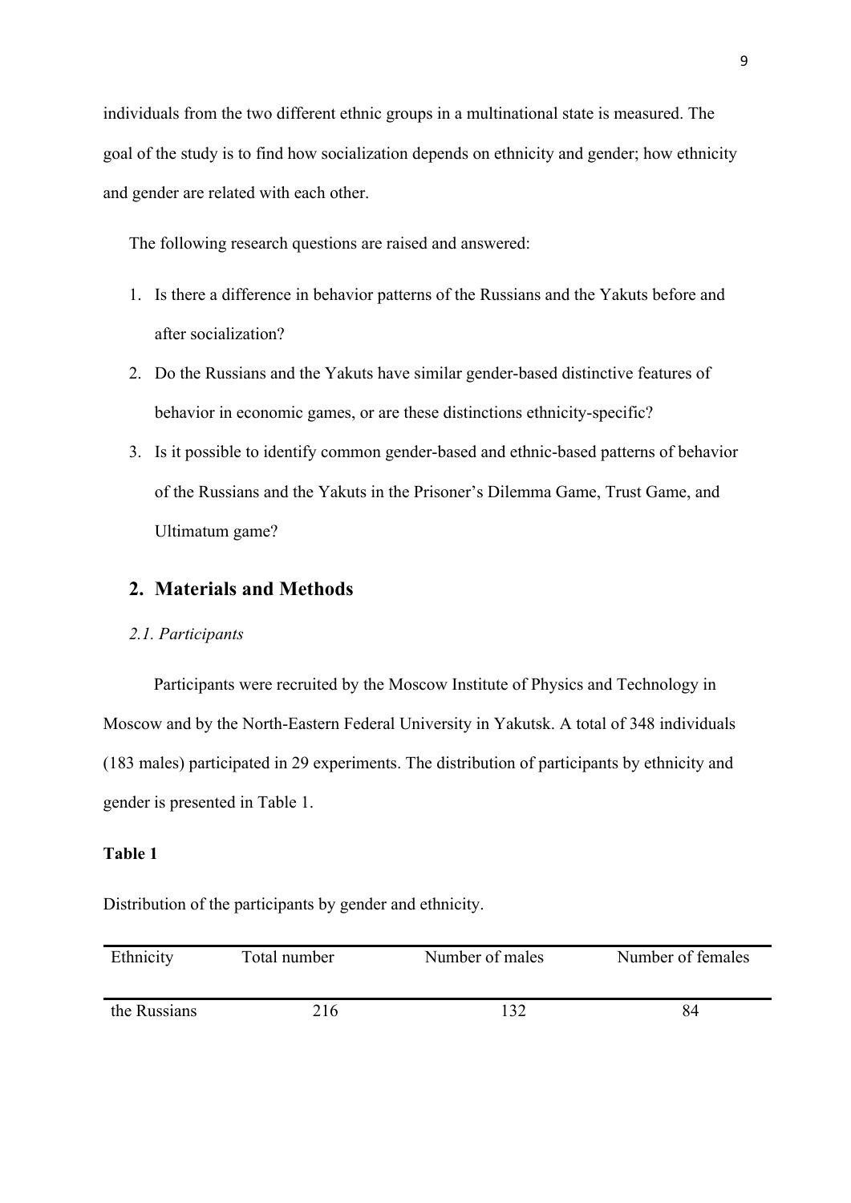individuals from the two different ethnic groups in a multinational state is measured. The goal of the study is to find how socialization depends on ethnicity and gender; how ethnicity and gender are related with each other.

The following research questions are raised and answered:

1. Is there a difference in behavior patterns of the Russians and the Yakuts before and after socialization?
2. Do the Russians and the Yakuts have similar gender-based distinctive features of behavior in economic games, or are these distinctions ethnicity-specific?
3. Is it possible to identify common gender-based and ethnic-based patterns of behavior of the Russians and the Yakuts in the Prisoner's Dilemma Game, Trust Game, and Ultimatum game?

## 2. Materials and Methods

### *2.1. Participants*

Participants were recruited by the Moscow Institute of Physics and Technology in Moscow and by the North-Eastern Federal University in Yakutsk. A total of 348 individuals (183 males) participated in 29 experiments. The distribution of participants by ethnicity and gender is presented in Table 1.

**Table 1**

Distribution of the participants by gender and ethnicity.

| Ethnicity | Total number | Number of males | Number of females |
|---|---|---|---|
| the Russians | 216 | 132 | 84 |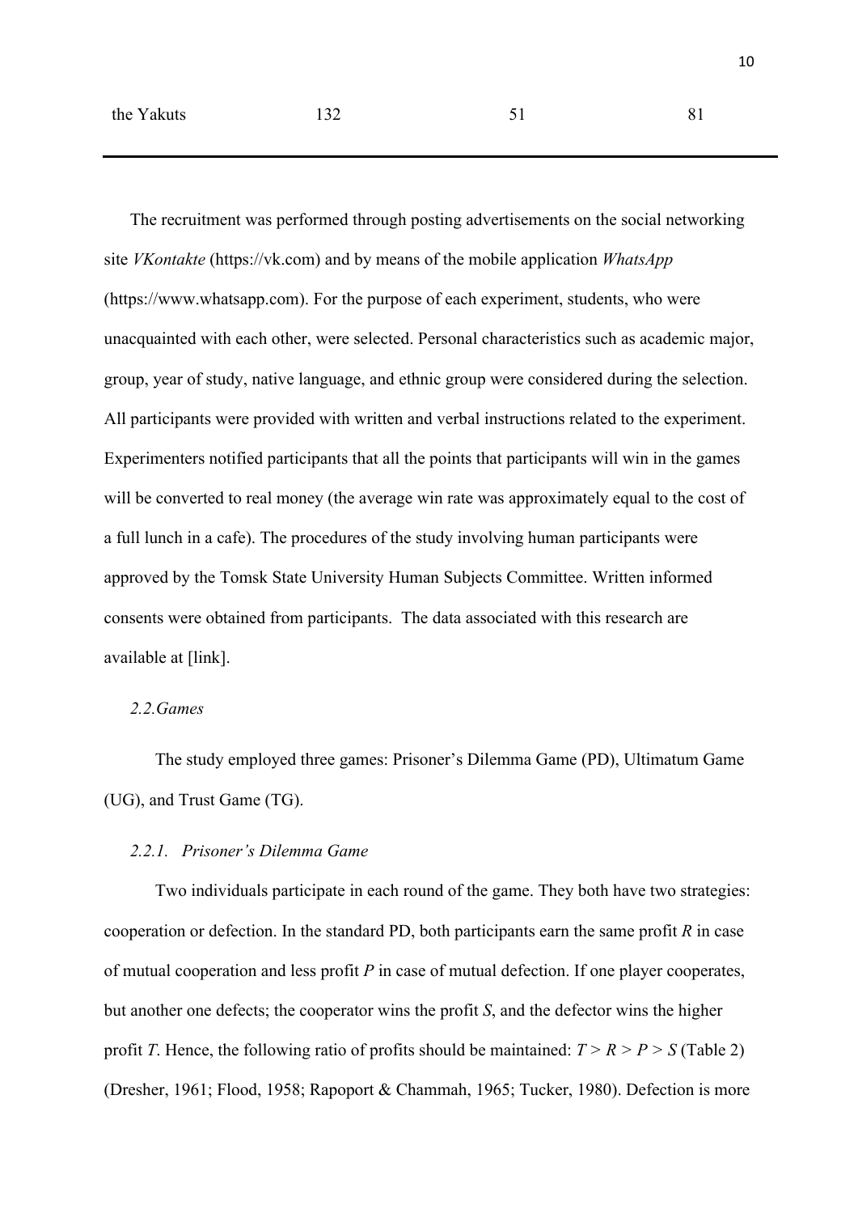| | | | |
|---|---|---|---|
| the Yakuts | 132 | 51 | 81 |

The recruitment was performed through posting advertisements on the social networking site *VKontakte* (https://vk.com) and by means of the mobile application *WhatsApp* (https://www.whatsapp.com). For the purpose of each experiment, students, who were unacquainted with each other, were selected. Personal characteristics such as academic major, group, year of study, native language, and ethnic group were considered during the selection. All participants were provided with written and verbal instructions related to the experiment. Experimenters notified participants that all the points that participants will win in the games will be converted to real money (the average win rate was approximately equal to the cost of a full lunch in a cafe). The procedures of the study involving human participants were approved by the Tomsk State University Human Subjects Committee. Written informed consents were obtained from participants. The data associated with this research are available at [link].

### *2.2.Games*

The study employed three games: Prisoner's Dilemma Game (PD), Ultimatum Game (UG), and Trust Game (TG).

#### *2.2.1. Prisoner's Dilemma Game*

Two individuals participate in each round of the game. They both have two strategies: cooperation or defection. In the standard PD, both participants earn the same profit $R$ in case of mutual cooperation and less profit $P$ in case of mutual defection. If one player cooperates, but another one defects; the cooperator wins the profit $S$, and the defector wins the higher profit $T$. Hence, the following ratio of profits should be maintained: $T > R > P > S$ (Table 2) (Dresher, 1961; Flood, 1958; Rapoport & Chammah, 1965; Tucker, 1980). Defection is more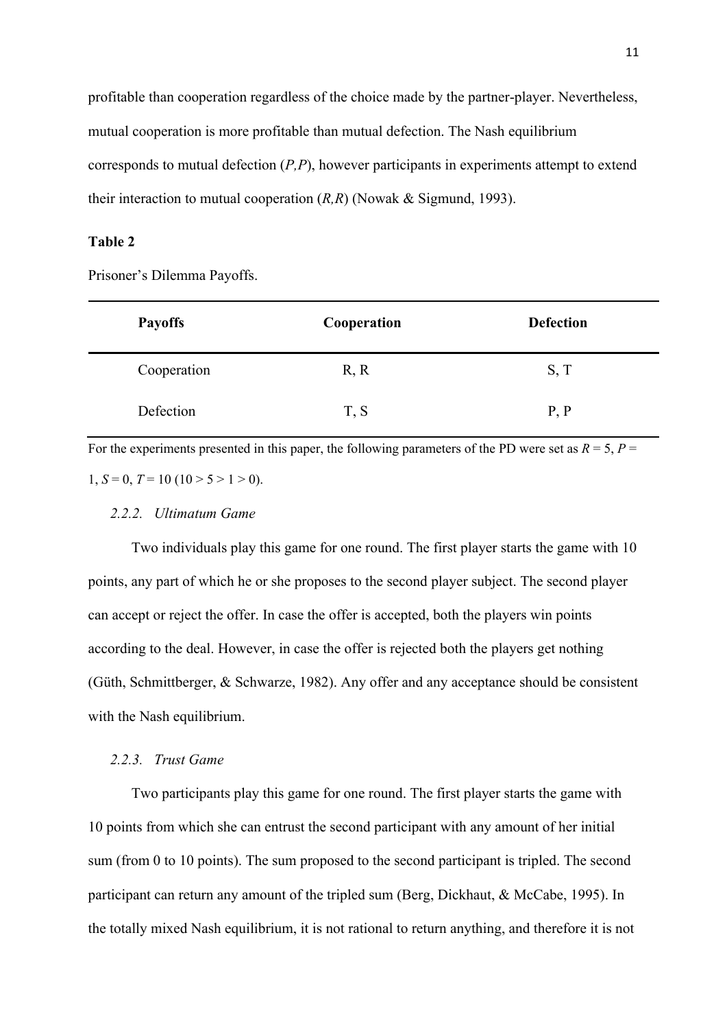profitable than cooperation regardless of the choice made by the partner-player. Nevertheless, mutual cooperation is more profitable than mutual defection. The Nash equilibrium corresponds to mutual defection (*P,P*), however participants in experiments attempt to extend their interaction to mutual cooperation (*R,R*) (Nowak & Sigmund, 1993).

**Table 2**

Prisoner's Dilemma Payoffs.

| **Payoffs** | **Cooperation** | **Defection** |
|---|---|---|
| Cooperation | R, R | S, T |
| Defection | T, S | P, P |

For the experiments presented in this paper, the following parameters of the PD were set as $R = 5$, $P = 1$, $S = 0$, $T = 10$ ($10 > 5 > 1 > 0$).

### *2.2.2. Ultimatum Game*

Two individuals play this game for one round. The first player starts the game with 10 points, any part of which he or she proposes to the second player subject. The second player can accept or reject the offer. In case the offer is accepted, both the players win points according to the deal. However, in case the offer is rejected both the players get nothing (Güth, Schmittberger, & Schwarze, 1982). Any offer and any acceptance should be consistent with the Nash equilibrium.

### *2.2.3. Trust Game*

Two participants play this game for one round. The first player starts the game with 10 points from which she can entrust the second participant with any amount of her initial sum (from 0 to 10 points). The sum proposed to the second participant is tripled. The second participant can return any amount of the tripled sum (Berg, Dickhaut, & McCabe, 1995). In the totally mixed Nash equilibrium, it is not rational to return anything, and therefore it is not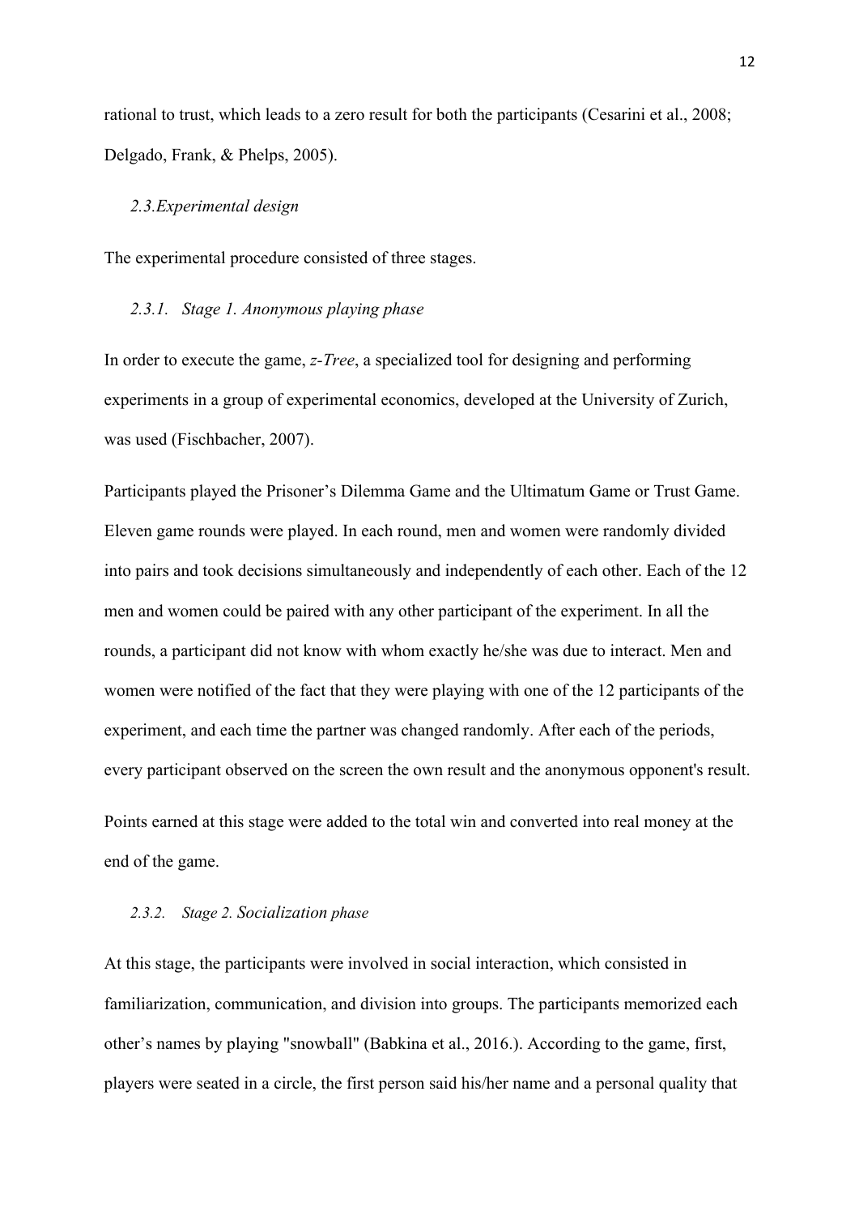rational to trust, which leads to a zero result for both the participants (Cesarini et al., 2008; Delgado, Frank, & Phelps, 2005).

### *2.3. Experimental design*

The experimental procedure consisted of three stages.

#### *2.3.1. Stage 1. Anonymous playing phase*

In order to execute the game, *z-Tree*, a specialized tool for designing and performing experiments in a group of experimental economics, developed at the University of Zurich, was used (Fischbacher, 2007).

Participants played the Prisoner's Dilemma Game and the Ultimatum Game or Trust Game. Eleven game rounds were played. In each round, men and women were randomly divided into pairs and took decisions simultaneously and independently of each other. Each of the 12 men and women could be paired with any other participant of the experiment. In all the rounds, a participant did not know with whom exactly he/she was due to interact. Men and women were notified of the fact that they were playing with one of the 12 participants of the experiment, and each time the partner was changed randomly. After each of the periods, every participant observed on the screen the own result and the anonymous opponent's result.

Points earned at this stage were added to the total win and converted into real money at the end of the game.

#### *2.3.2. Stage 2. Socialization phase*

At this stage, the participants were involved in social interaction, which consisted in familiarization, communication, and division into groups. The participants memorized each other's names by playing "snowball" (Babkina et al., 2016.). According to the game, first, players were seated in a circle, the first person said his/her name and a personal quality that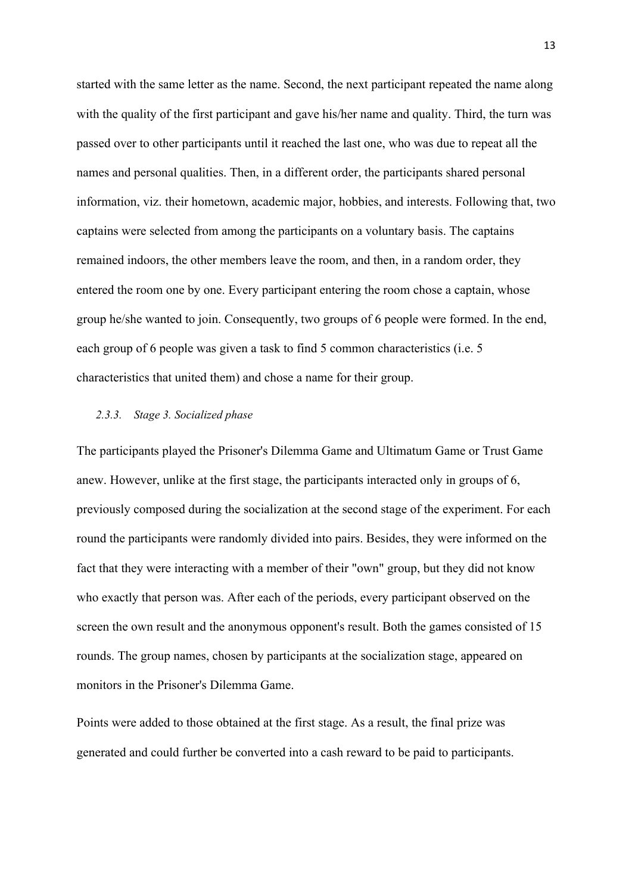started with the same letter as the name. Second, the next participant repeated the name along with the quality of the first participant and gave his/her name and quality. Third, the turn was passed over to other participants until it reached the last one, who was due to repeat all the names and personal qualities. Then, in a different order, the participants shared personal information, viz. their hometown, academic major, hobbies, and interests. Following that, two captains were selected from among the participants on a voluntary basis. The captains remained indoors, the other members leave the room, and then, in a random order, they entered the room one by one. Every participant entering the room chose a captain, whose group he/she wanted to join. Consequently, two groups of 6 people were formed. In the end, each group of 6 people was given a task to find 5 common characteristics (i.e. 5 characteristics that united them) and chose a name for their group.

### *2.3.3. Stage 3. Socialized phase*

The participants played the Prisoner's Dilemma Game and Ultimatum Game or Trust Game anew. However, unlike at the first stage, the participants interacted only in groups of 6, previously composed during the socialization at the second stage of the experiment. For each round the participants were randomly divided into pairs. Besides, they were informed on the fact that they were interacting with a member of their "own" group, but they did not know who exactly that person was. After each of the periods, every participant observed on the screen the own result and the anonymous opponent's result. Both the games consisted of 15 rounds. The group names, chosen by participants at the socialization stage, appeared on monitors in the Prisoner's Dilemma Game.

Points were added to those obtained at the first stage. As a result, the final prize was generated and could further be converted into a cash reward to be paid to participants.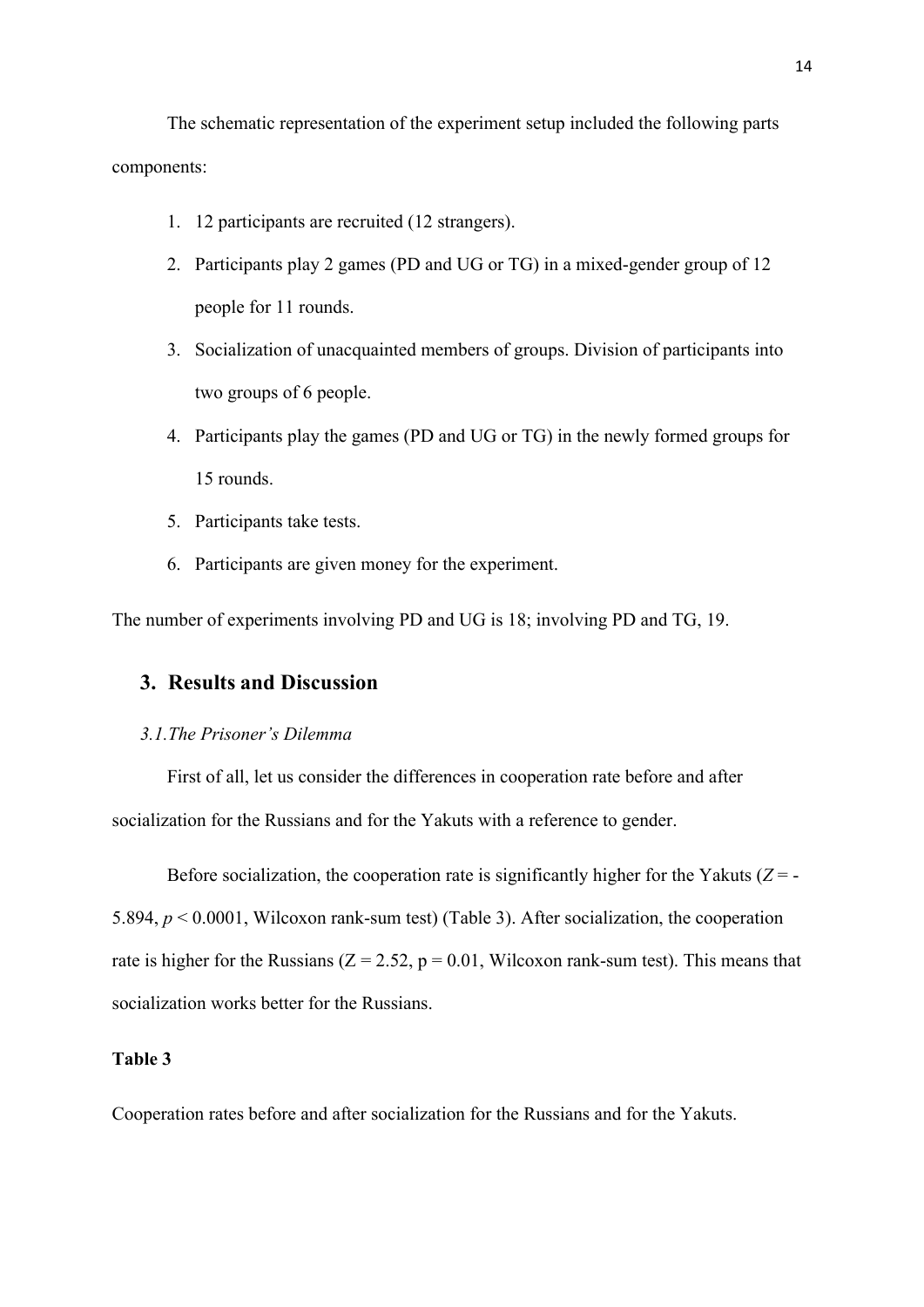The schematic representation of the experiment setup included the following parts components:

1. 12 participants are recruited (12 strangers).
2. Participants play 2 games (PD and UG or TG) in a mixed-gender group of 12 people for 11 rounds.
3. Socialization of unacquainted members of groups. Division of participants into two groups of 6 people.
4. Participants play the games (PD and UG or TG) in the newly formed groups for 15 rounds.
5. Participants take tests.
6. Participants are given money for the experiment.

The number of experiments involving PD and UG is 18; involving PD and TG, 19.

## 3. Results and Discussion

### *3.1. The Prisoner's Dilemma*

First of all, let us consider the differences in cooperation rate before and after socialization for the Russians and for the Yakuts with a reference to gender.

Before socialization, the cooperation rate is significantly higher for the Yakuts ($Z = -5.894$, $p < 0.0001$, Wilcoxon rank-sum test) (Table 3). After socialization, the cooperation rate is higher for the Russians ($Z = 2.52$, $p = 0.01$, Wilcoxon rank-sum test). This means that socialization works better for the Russians.

**Table 3**

Cooperation rates before and after socialization for the Russians and for the Yakuts.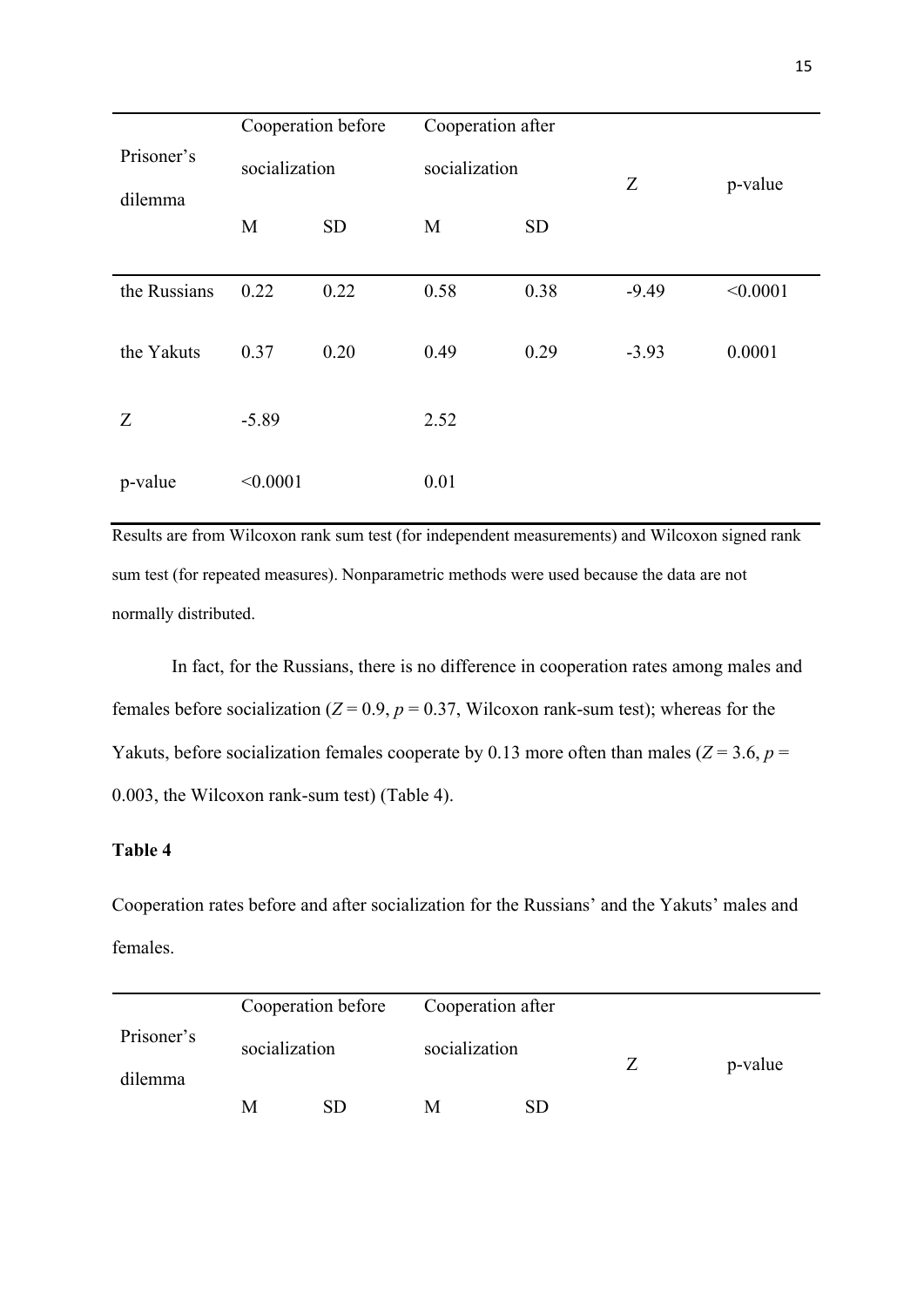| Prisoner's dilemma | Cooperation before socialization | | Cooperation after socialization | | Z | p-value |
|---|---|---|---|---|---|---|
| | M | SD | M | SD | | |
| the Russians | 0.22 | 0.22 | 0.58 | 0.38 | -9.49 | <0.0001 |
| the Yakuts | 0.37 | 0.20 | 0.49 | 0.29 | -3.93 | 0.0001 |
| Z | -5.89 | | 2.52 | | | |
| p-value | <0.0001 | | 0.01 | | | |

Results are from Wilcoxon rank sum test (for independent measurements) and Wilcoxon signed rank sum test (for repeated measures). Nonparametric methods were used because the data are not normally distributed.

In fact, for the Russians, there is no difference in cooperation rates among males and females before socialization ($Z = 0.9$, $p = 0.37$, Wilcoxon rank-sum test); whereas for the Yakuts, before socialization females cooperate by 0.13 more often than males ($Z = 3.6$, $p = 0.003$, the Wilcoxon rank-sum test) (Table 4).

**Table 4**

Cooperation rates before and after socialization for the Russians' and the Yakuts' males and females.

| Prisoner's dilemma | Cooperation before socialization | | Cooperation after socialization | | Z | p-value |
|---|---|---|---|---|---|---|
| | M | SD | M | SD | | |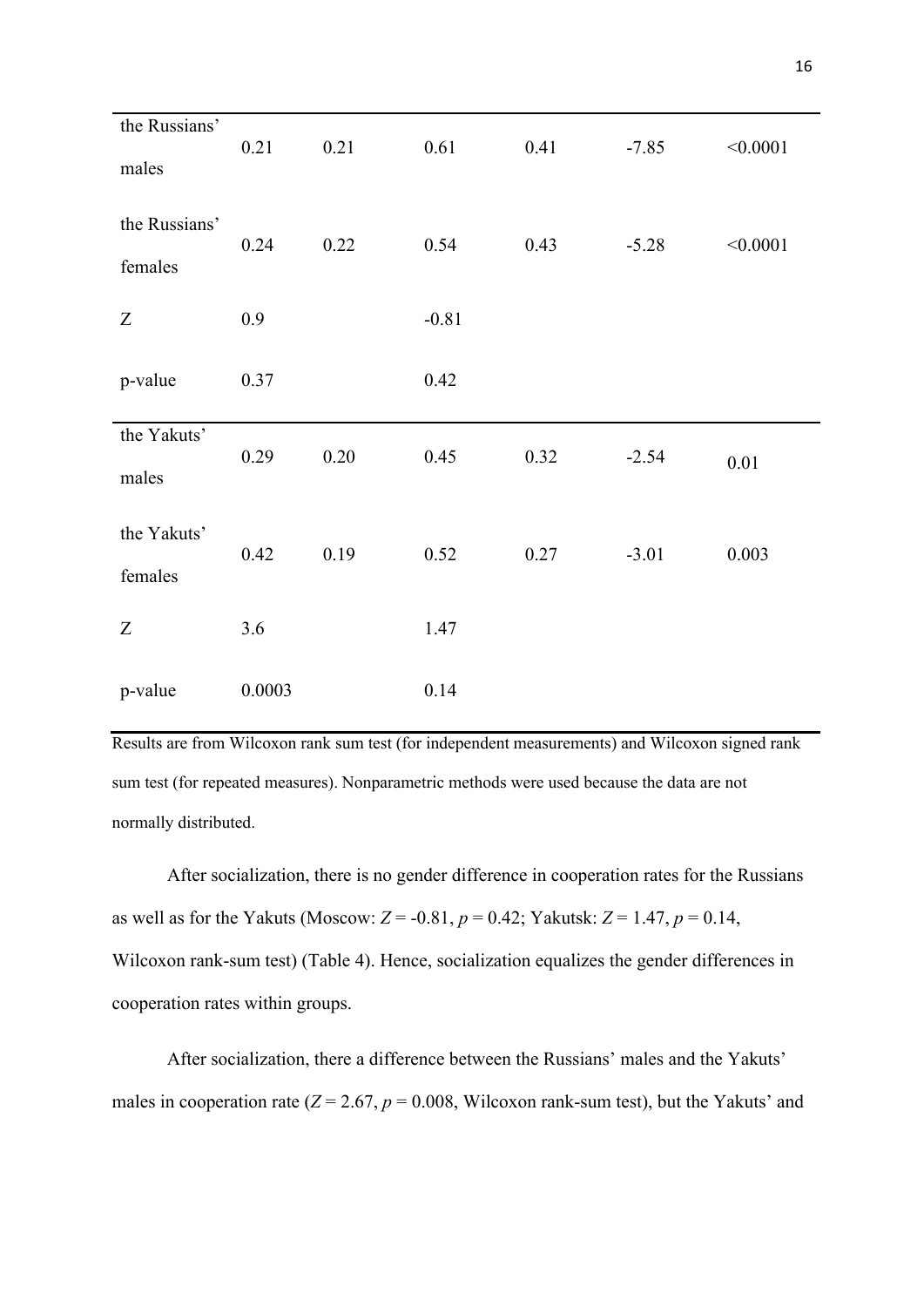| | | | | | | |
|---|---|---|---|---|---|---|
| the Russians' males | 0.21 | 0.21 | 0.61 | 0.41 | -7.85 | <0.0001 |
| the Russians' females | 0.24 | 0.22 | 0.54 | 0.43 | -5.28 | <0.0001 |
| Z | 0.9 | | -0.81 | | | |
| p-value | 0.37 | | 0.42 | | | |
| the Yakuts' males | 0.29 | 0.20 | 0.45 | 0.32 | -2.54 | 0.01 |
| the Yakuts' females | 0.42 | 0.19 | 0.52 | 0.27 | -3.01 | 0.003 |
| Z | 3.6 | | 1.47 | | | |
| p-value | 0.0003 | | 0.14 | | | |

Results are from Wilcoxon rank sum test (for independent measurements) and Wilcoxon signed rank sum test (for repeated measures). Nonparametric methods were used because the data are not normally distributed.

After socialization, there is no gender difference in cooperation rates for the Russians as well as for the Yakuts (Moscow: $Z = -0.81$, $p = 0.42$; Yakutsk: $Z = 1.47$, $p = 0.14$, Wilcoxon rank-sum test) (Table 4). Hence, socialization equalizes the gender differences in cooperation rates within groups.

After socialization, there a difference between the Russians' males and the Yakuts' males in cooperation rate ($Z = 2.67$, $p = 0.008$, Wilcoxon rank-sum test), but the Yakuts' and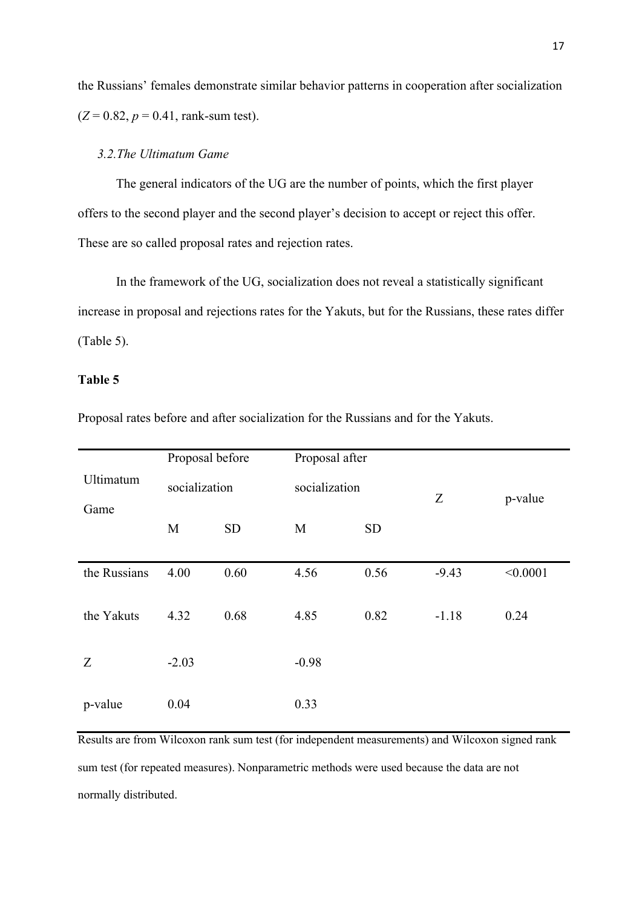the Russians' females demonstrate similar behavior patterns in cooperation after socialization ($Z = 0.82$, $p = 0.41$, rank-sum test).

### *3.2. The Ultimatum Game*

The general indicators of the UG are the number of points, which the first player offers to the second player and the second player's decision to accept or reject this offer. These are so called proposal rates and rejection rates.

In the framework of the UG, socialization does not reveal a statistically significant increase in proposal and rejections rates for the Yakuts, but for the Russians, these rates differ (Table 5).

**Table 5**

Proposal rates before and after socialization for the Russians and for the Yakuts.

| Ultimatum Game | Proposal before socialization | | Proposal after socialization | | Z | p-value |
|---|---|---|---|---|---|---|
| | M | SD | M | SD | | |
| the Russians | 4.00 | 0.60 | 4.56 | 0.56 | -9.43 | <0.0001 |
| the Yakuts | 4.32 | 0.68 | 4.85 | 0.82 | -1.18 | 0.24 |
| Z | -2.03 | | -0.98 | | | |
| p-value | 0.04 | | 0.33 | | | |

Results are from Wilcoxon rank sum test (for independent measurements) and Wilcoxon signed rank sum test (for repeated measures). Nonparametric methods were used because the data are not normally distributed.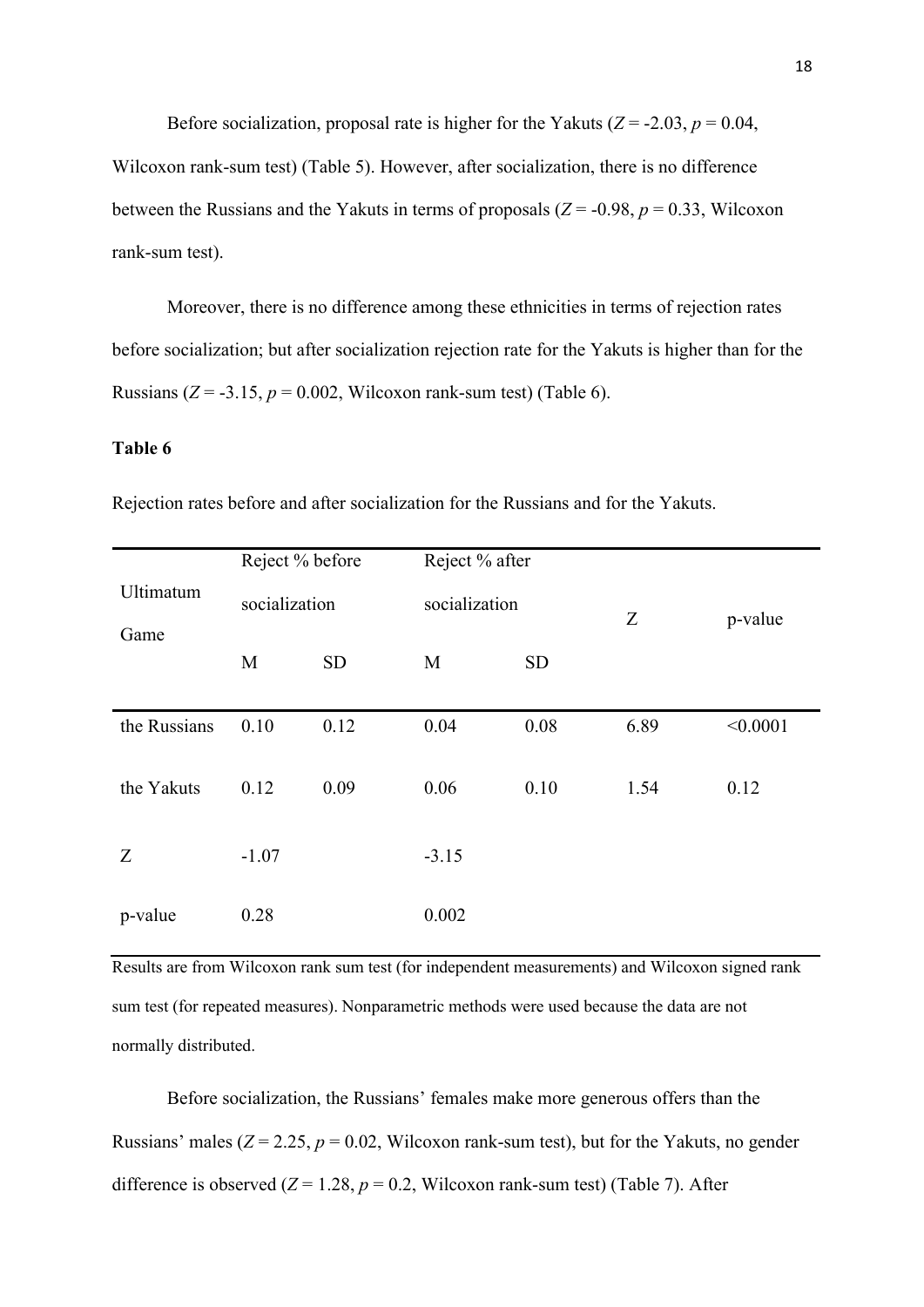Before socialization, proposal rate is higher for the Yakuts ($Z = -2.03$, $p = 0.04$, Wilcoxon rank-sum test) (Table 5). However, after socialization, there is no difference between the Russians and the Yakuts in terms of proposals ($Z = -0.98$, $p = 0.33$, Wilcoxon rank-sum test).

Moreover, there is no difference among these ethnicities in terms of rejection rates before socialization; but after socialization rejection rate for the Yakuts is higher than for the Russians ($Z = -3.15$, $p = 0.002$, Wilcoxon rank-sum test) (Table 6).

**Table 6**

Rejection rates before and after socialization for the Russians and for the Yakuts.

| Ultimatum Game | Reject % before socialization | | Reject % after socialization | | Z | p-value |
|---|---|---|---|---|---|---|
| | M | SD | M | SD | | |
| the Russians | 0.10 | 0.12 | 0.04 | 0.08 | 6.89 | <0.0001 |
| the Yakuts | 0.12 | 0.09 | 0.06 | 0.10 | 1.54 | 0.12 |
| Z | -1.07 | | -3.15 | | | |
| p-value | 0.28 | | 0.002 | | | |

Results are from Wilcoxon rank sum test (for independent measurements) and Wilcoxon signed rank sum test (for repeated measures). Nonparametric methods were used because the data are not normally distributed.

Before socialization, the Russians' females make more generous offers than the Russians' males ($Z = 2.25$, $p = 0.02$, Wilcoxon rank-sum test), but for the Yakuts, no gender difference is observed ($Z = 1.28$, $p = 0.2$, Wilcoxon rank-sum test) (Table 7). After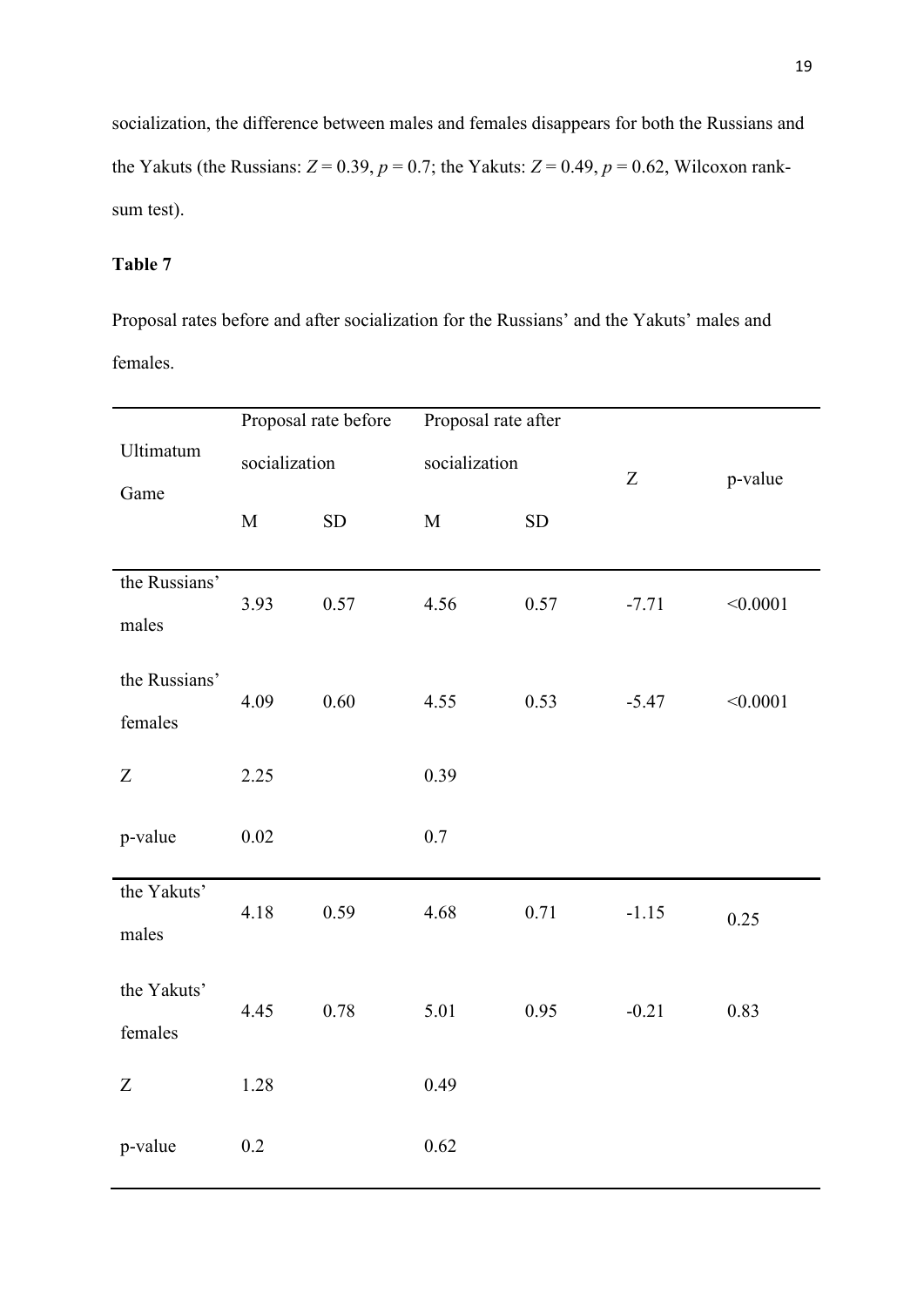socialization, the difference between males and females disappears for both the Russians and the Yakuts (the Russians: $Z = 0.39$, $p = 0.7$; the Yakuts: $Z = 0.49$, $p = 0.62$, Wilcoxon rank-sum test).

**Table 7**

Proposal rates before and after socialization for the Russians' and the Yakuts' males and females.

| Ultimatum Game | Proposal rate before socialization | | Proposal rate after socialization | | Z | p-value |
|---|---|---|---|---|---|---|
| | M | SD | M | SD | | |
| the Russians' males | 3.93 | 0.57 | 4.56 | 0.57 | -7.71 | <0.0001 |
| the Russians' females | 4.09 | 0.60 | 4.55 | 0.53 | -5.47 | <0.0001 |
| Z | 2.25 | | 0.39 | | | |
| p-value | 0.02 | | 0.7 | | | |
| the Yakuts' males | 4.18 | 0.59 | 4.68 | 0.71 | -1.15 | 0.25 |
| the Yakuts' females | 4.45 | 0.78 | 5.01 | 0.95 | -0.21 | 0.83 |
| Z | 1.28 | | 0.49 | | | |
| p-value | 0.2 | | 0.62 | | | |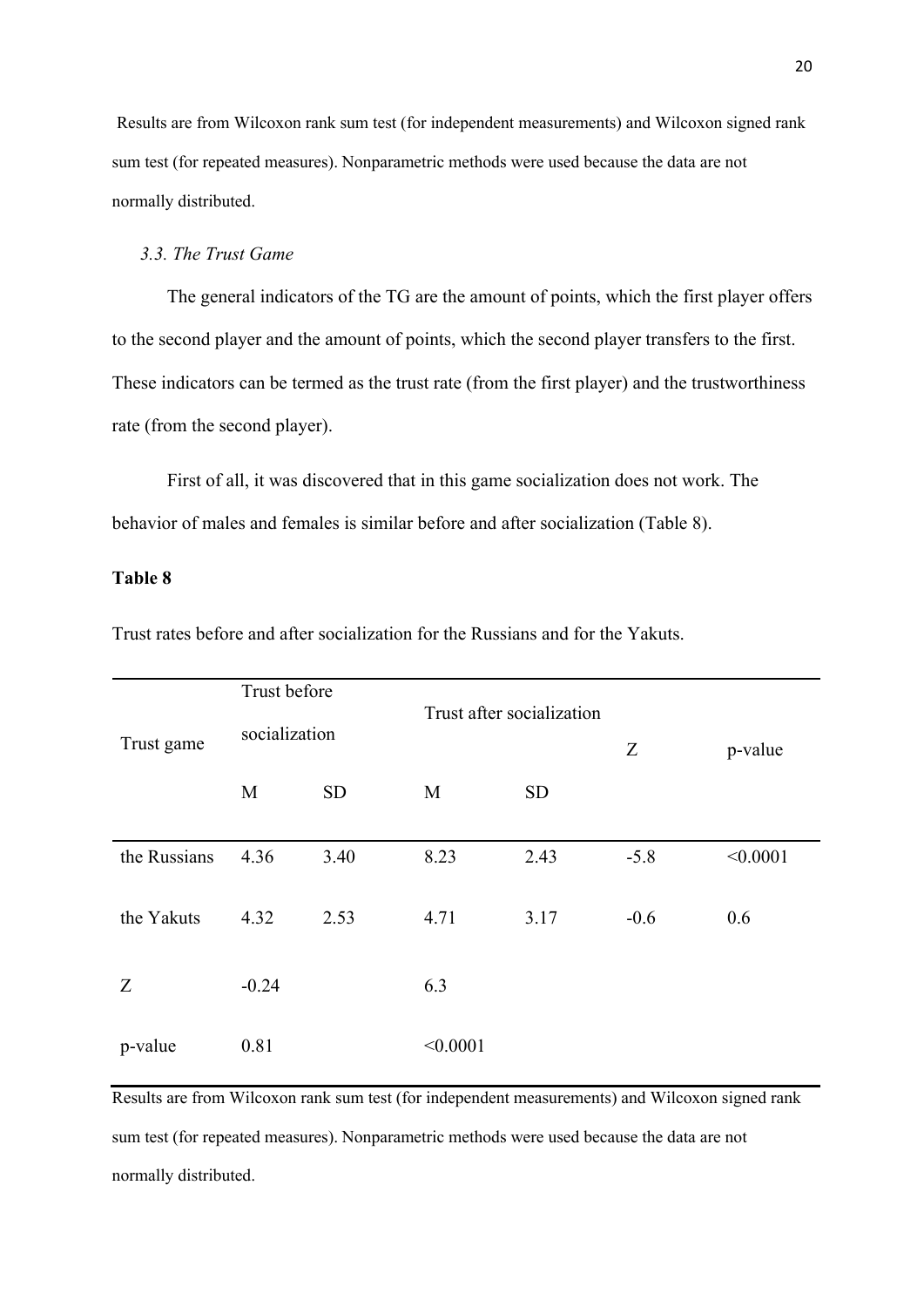Results are from Wilcoxon rank sum test (for independent measurements) and Wilcoxon signed rank sum test (for repeated measures). Nonparametric methods were used because the data are not normally distributed.

### *3.3. The Trust Game*

The general indicators of the TG are the amount of points, which the first player offers to the second player and the amount of points, which the second player transfers to the first. These indicators can be termed as the trust rate (from the first player) and the trustworthiness rate (from the second player).

First of all, it was discovered that in this game socialization does not work. The behavior of males and females is similar before and after socialization (Table 8).

**Table 8**

Trust rates before and after socialization for the Russians and for the Yakuts.

| Trust game | Trust before socialization | | Trust after socialization | | Z | p-value |
|---|---|---|---|---|---|---|
| | M | SD | M | SD | | |
| the Russians | 4.36 | 3.40 | 8.23 | 2.43 | -5.8 | <0.0001 |
| the Yakuts | 4.32 | 2.53 | 4.71 | 3.17 | -0.6 | 0.6 |
| Z | -0.24 | | 6.3 | | | |
| p-value | 0.81 | | <0.0001 | | | |

Results are from Wilcoxon rank sum test (for independent measurements) and Wilcoxon signed rank sum test (for repeated measures). Nonparametric methods were used because the data are not normally distributed.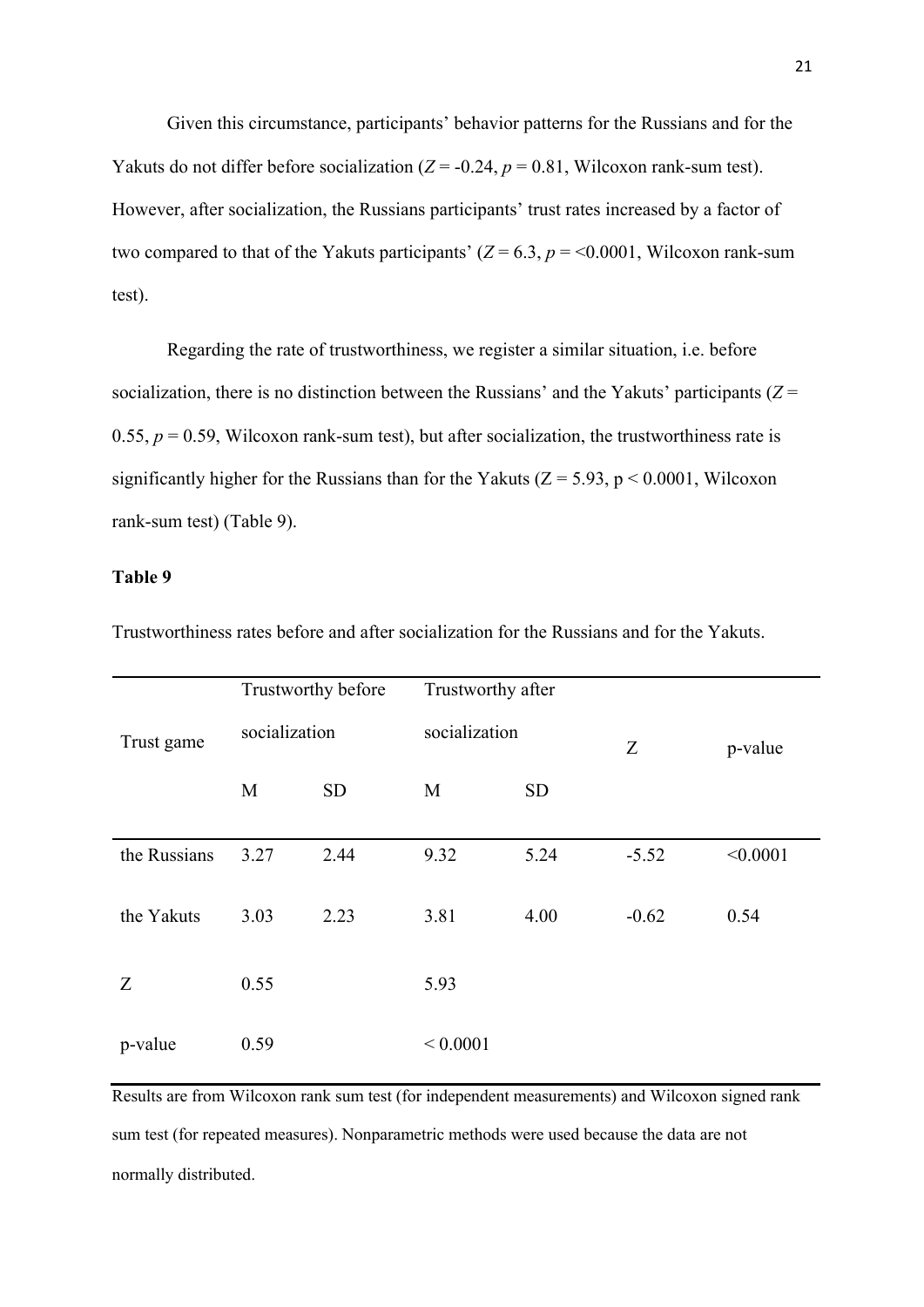Given this circumstance, participants' behavior patterns for the Russians and for the Yakuts do not differ before socialization ($Z$ = -0.24, $p$ = 0.81, Wilcoxon rank-sum test). However, after socialization, the Russians participants' trust rates increased by a factor of two compared to that of the Yakuts participants' ($Z$ = 6.3, $p$ = <0.0001, Wilcoxon rank-sum test).

Regarding the rate of trustworthiness, we register a similar situation, i.e. before socialization, there is no distinction between the Russians' and the Yakuts' participants ($Z$ = 0.55, $p$ = 0.59, Wilcoxon rank-sum test), but after socialization, the trustworthiness rate is significantly higher for the Russians than for the Yakuts (Z = 5.93, p < 0.0001, Wilcoxon rank-sum test) (Table 9).

**Table 9**

Trustworthiness rates before and after socialization for the Russians and for the Yakuts.

| Trust game | Trustworthy before socialization | | Trustworthy after socialization | | Z | p-value |
|---|---|---|---|---|---|---|
| | M | SD | M | SD | | |
| the Russians | 3.27 | 2.44 | 9.32 | 5.24 | -5.52 | <0.0001 |
| the Yakuts | 3.03 | 2.23 | 3.81 | 4.00 | -0.62 | 0.54 |
| Z | 0.55 | | 5.93 | | | |
| p-value | 0.59 | | < 0.0001 | | | |

Results are from Wilcoxon rank sum test (for independent measurements) and Wilcoxon signed rank sum test (for repeated measures). Nonparametric methods were used because the data are not normally distributed.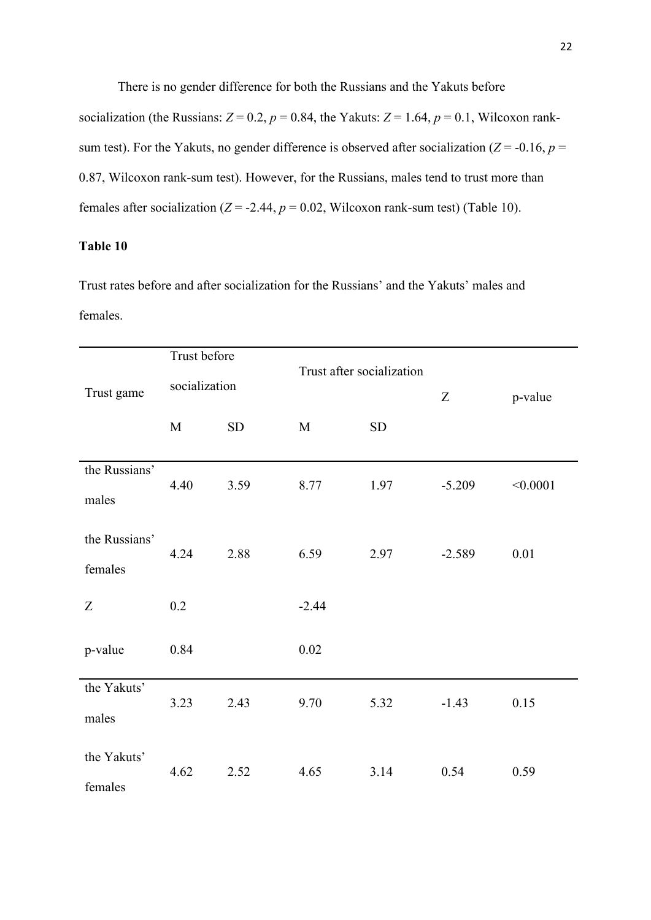There is no gender difference for both the Russians and the Yakuts before socialization (the Russians: $Z = 0.2$, $p = 0.84$, the Yakuts: $Z = 1.64$, $p = 0.1$, Wilcoxon rank-sum test). For the Yakuts, no gender difference is observed after socialization ($Z = -0.16$, $p = 0.87$, Wilcoxon rank-sum test). However, for the Russians, males tend to trust more than females after socialization ($Z = -2.44$, $p = 0.02$, Wilcoxon rank-sum test) (Table 10).

**Table 10**

Trust rates before and after socialization for the Russians' and the Yakuts' males and females.

| Trust game | Trust before socialization | | Trust after socialization | | Z | p-value |
|---|---|---|---|---|---|---|
| | M | SD | M | SD | | |
| the Russians' males | 4.40 | 3.59 | 8.77 | 1.97 | -5.209 | <0.0001 |
| the Russians' females | 4.24 | 2.88 | 6.59 | 2.97 | -2.589 | 0.01 |
| Z | 0.2 | | -2.44 | | | |
| p-value | 0.84 | | 0.02 | | | |
| the Yakuts' males | 3.23 | 2.43 | 9.70 | 5.32 | -1.43 | 0.15 |
| the Yakuts' females | 4.62 | 2.52 | 4.65 | 3.14 | 0.54 | 0.59 |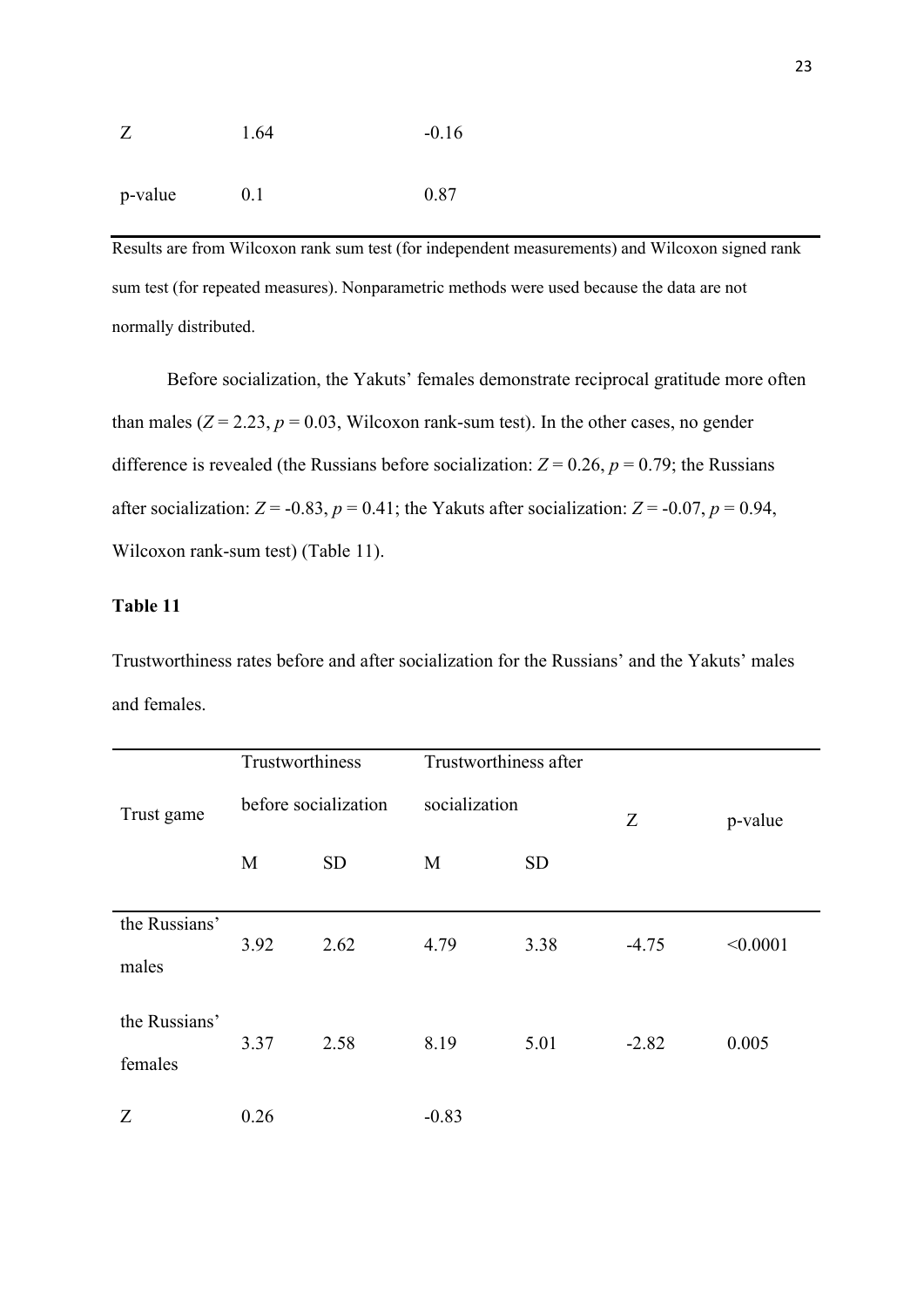| | | | | | | |
|---|---|---|---|---|---|---|
| Z | 1.64 | | -0.16 | | | |
| p-value | 0.1 | | 0.87 | | | |

Results are from Wilcoxon rank sum test (for independent measurements) and Wilcoxon signed rank sum test (for repeated measures). Nonparametric methods were used because the data are not normally distributed.

Before socialization, the Yakuts' females demonstrate reciprocal gratitude more often than males ($Z = 2.23$, $p = 0.03$, Wilcoxon rank-sum test). In the other cases, no gender difference is revealed (the Russians before socialization: $Z = 0.26$, $p = 0.79$; the Russians after socialization: $Z = -0.83$, $p = 0.41$; the Yakuts after socialization: $Z = -0.07$, $p = 0.94$, Wilcoxon rank-sum test) (Table 11).

**Table 11**

Trustworthiness rates before and after socialization for the Russians' and the Yakuts' males and females.

| Trust game | Trustworthiness before socialization | | Trustworthiness after socialization | | Z | p-value |
|---|---|---|---|---|---|---|
| | M | SD | M | SD | | |
| the Russians' males | 3.92 | 2.62 | 4.79 | 3.38 | -4.75 | <0.0001 |
| the Russians' females | 3.37 | 2.58 | 8.19 | 5.01 | -2.82 | 0.005 |
| Z | 0.26 | | -0.83 | | | |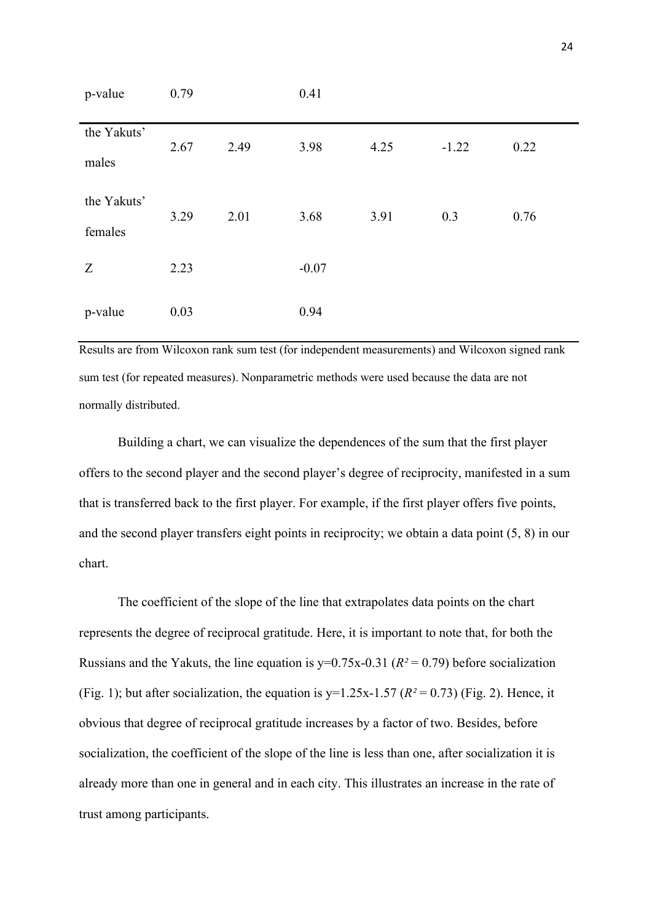| | | | | | | |
|---|---|---|---|---|---|---|
| p-value | 0.79 | | 0.41 | | | |
| the Yakuts' males | 2.67 | 2.49 | 3.98 | 4.25 | -1.22 | 0.22 |
| the Yakuts' females | 3.29 | 2.01 | 3.68 | 3.91 | 0.3 | 0.76 |
| Z | 2.23 | | -0.07 | | | |
| p-value | 0.03 | | 0.94 | | | |

Results are from Wilcoxon rank sum test (for independent measurements) and Wilcoxon signed rank sum test (for repeated measures). Nonparametric methods were used because the data are not normally distributed.

Building a chart, we can visualize the dependences of the sum that the first player offers to the second player and the second player's degree of reciprocity, manifested in a sum that is transferred back to the first player. For example, if the first player offers five points, and the second player transfers eight points in reciprocity; we obtain a data point (5, 8) in our chart.

The coefficient of the slope of the line that extrapolates data points on the chart represents the degree of reciprocal gratitude. Here, it is important to note that, for both the Russians and the Yakuts, the line equation is $y=0.75x-0.31$ ($R^2 = 0.79$) before socialization (Fig. 1); but after socialization, the equation is $y=1.25x-1.57$ ($R^2 = 0.73$) (Fig. 2). Hence, it obvious that degree of reciprocal gratitude increases by a factor of two. Besides, before socialization, the coefficient of the slope of the line is less than one, after socialization it is already more than one in general and in each city. This illustrates an increase in the rate of trust among participants.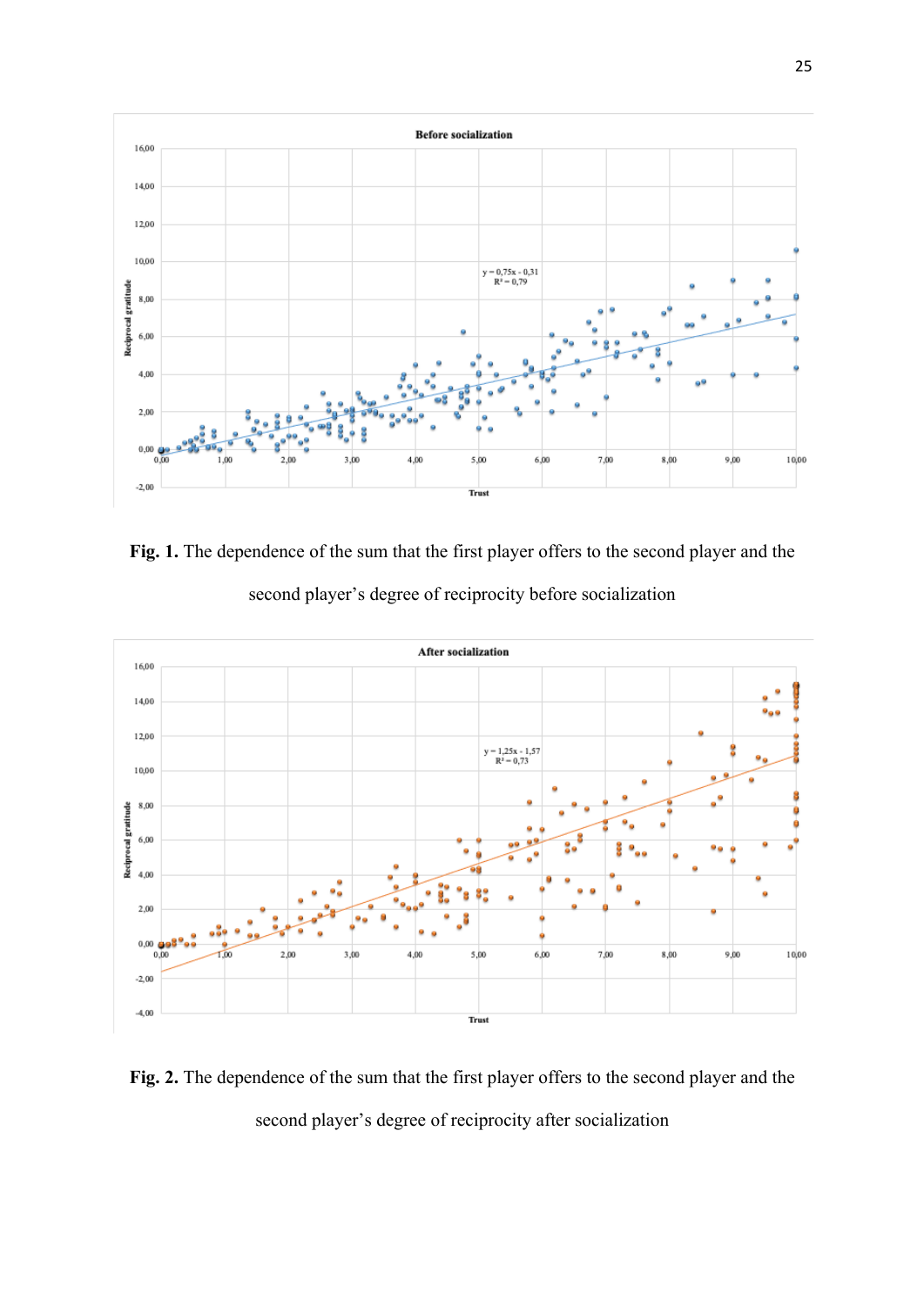**Fig. 1.** The dependence of the sum that the first player offers to the second player and the second player's degree of reciprocity before socialization

**Fig. 2.** The dependence of the sum that the first player offers to the second player and the second player's degree of reciprocity after socialization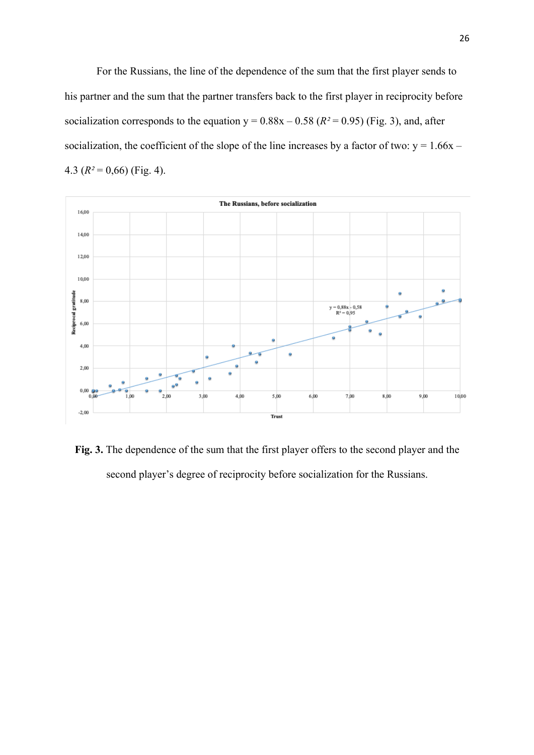For the Russians, the line of the dependence of the sum that the first player sends to his partner and the sum that the partner transfers back to the first player in reciprocity before socialization corresponds to the equation $y = 0.88x - 0.58$ ($R^2 = 0.95$) (Fig. 3), and, after socialization, the coefficient of the slope of the line increases by a factor of two: $y = 1.66x - 4.3$ ($R^2 = 0{,}66$) (Fig. 4).

**Fig. 3.** The dependence of the sum that the first player offers to the second player and the second player's degree of reciprocity before socialization for the Russians.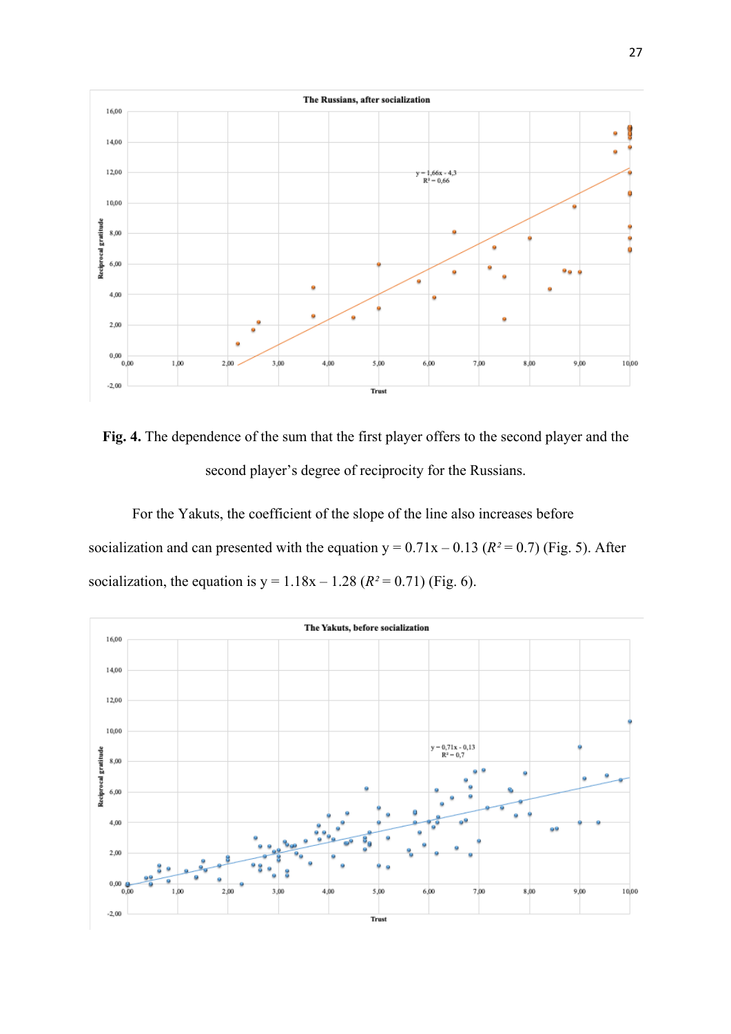**Fig. 4.** The dependence of the sum that the first player offers to the second player and the second player's degree of reciprocity for the Russians.

For the Yakuts, the coefficient of the slope of the line also increases before socialization and can presented with the equation y = 0.71x – 0.13 ($R^2$ = 0.7) (Fig. 5). After socialization, the equation is y = 1.18x – 1.28 ($R^2$ = 0.71) (Fig. 6).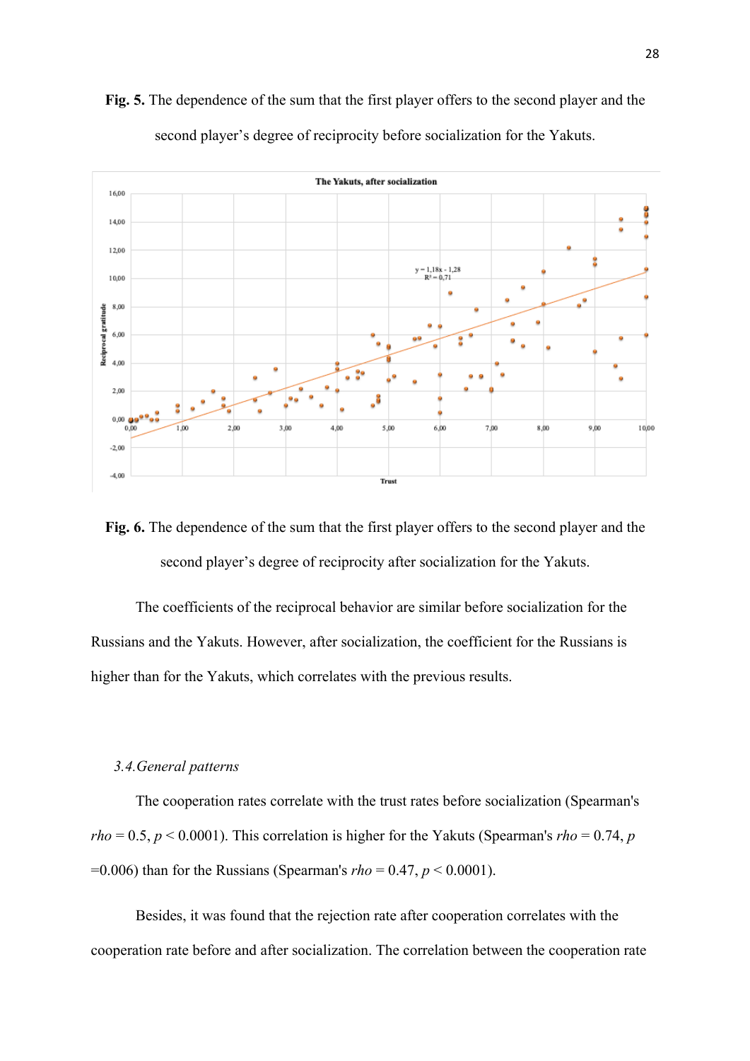**Fig. 5.** The dependence of the sum that the first player offers to the second player and the second player's degree of reciprocity before socialization for the Yakuts.

**Fig. 6.** The dependence of the sum that the first player offers to the second player and the second player's degree of reciprocity after socialization for the Yakuts.

The coefficients of the reciprocal behavior are similar before socialization for the Russians and the Yakuts. However, after socialization, the coefficient for the Russians is higher than for the Yakuts, which correlates with the previous results.

### *3.4. General patterns*

The cooperation rates correlate with the trust rates before socialization (Spearman's *rho* = 0.5, $p < 0.0001$). This correlation is higher for the Yakuts (Spearman's *rho* = 0.74, $p = 0.006$) than for the Russians (Spearman's *rho* = 0.47, $p < 0.0001$).

Besides, it was found that the rejection rate after cooperation correlates with the cooperation rate before and after socialization. The correlation between the cooperation rate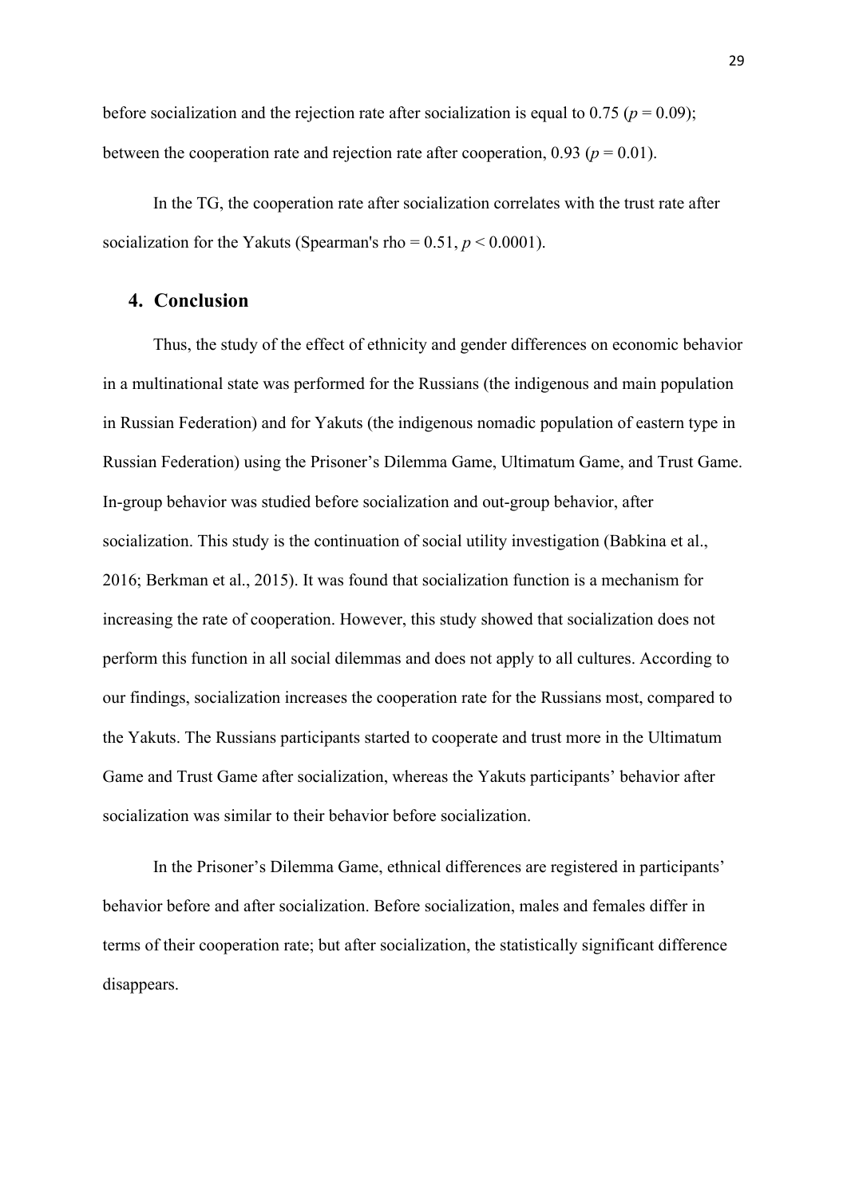before socialization and the rejection rate after socialization is equal to 0.75 ($p = 0.09$); between the cooperation rate and rejection rate after cooperation, 0.93 ($p = 0.01$).

In the TG, the cooperation rate after socialization correlates with the trust rate after socialization for the Yakuts (Spearman's rho = 0.51, $p < 0.0001$).

## 4. Conclusion

Thus, the study of the effect of ethnicity and gender differences on economic behavior in a multinational state was performed for the Russians (the indigenous and main population in Russian Federation) and for Yakuts (the indigenous nomadic population of eastern type in Russian Federation) using the Prisoner's Dilemma Game, Ultimatum Game, and Trust Game. In-group behavior was studied before socialization and out-group behavior, after socialization. This study is the continuation of social utility investigation (Babkina et al., 2016; Berkman et al., 2015). It was found that socialization function is a mechanism for increasing the rate of cooperation. However, this study showed that socialization does not perform this function in all social dilemmas and does not apply to all cultures. According to our findings, socialization increases the cooperation rate for the Russians most, compared to the Yakuts. The Russians participants started to cooperate and trust more in the Ultimatum Game and Trust Game after socialization, whereas the Yakuts participants' behavior after socialization was similar to their behavior before socialization.

In the Prisoner's Dilemma Game, ethnical differences are registered in participants' behavior before and after socialization. Before socialization, males and females differ in terms of their cooperation rate; but after socialization, the statistically significant difference disappears.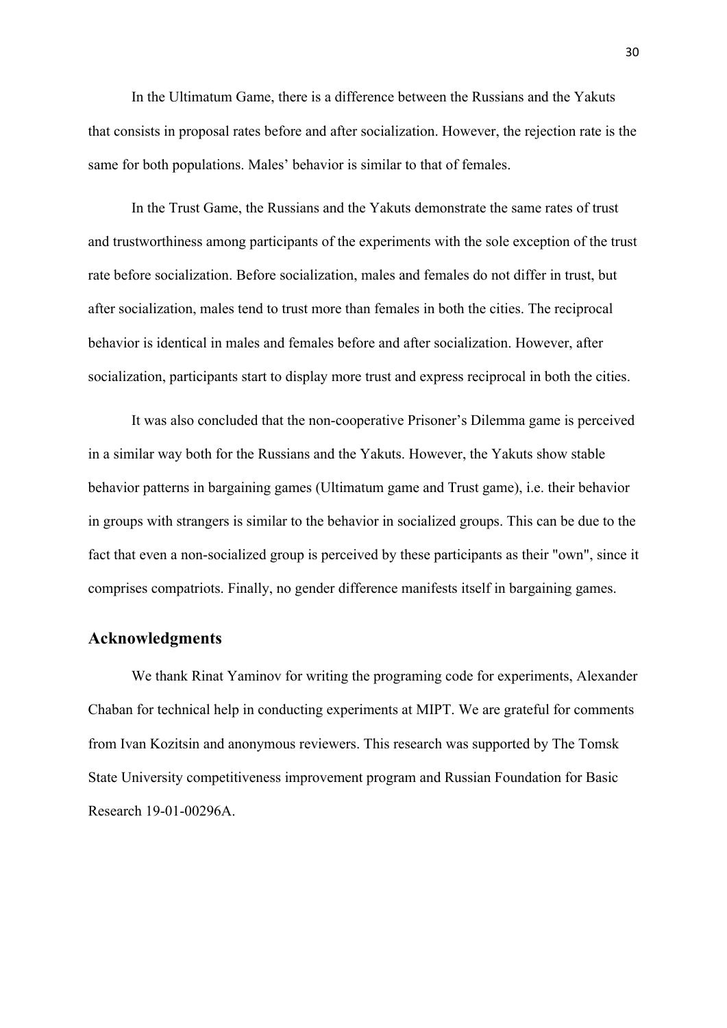In the Ultimatum Game, there is a difference between the Russians and the Yakuts that consists in proposal rates before and after socialization. However, the rejection rate is the same for both populations. Males' behavior is similar to that of females.

In the Trust Game, the Russians and the Yakuts demonstrate the same rates of trust and trustworthiness among participants of the experiments with the sole exception of the trust rate before socialization. Before socialization, males and females do not differ in trust, but after socialization, males tend to trust more than females in both the cities. The reciprocal behavior is identical in males and females before and after socialization. However, after socialization, participants start to display more trust and express reciprocal in both the cities.

It was also concluded that the non-cooperative Prisoner's Dilemma game is perceived in a similar way both for the Russians and the Yakuts. However, the Yakuts show stable behavior patterns in bargaining games (Ultimatum game and Trust game), i.e. their behavior in groups with strangers is similar to the behavior in socialized groups. This can be due to the fact that even a non-socialized group is perceived by these participants as their "own", since it comprises compatriots. Finally, no gender difference manifests itself in bargaining games.

## Acknowledgments

We thank Rinat Yaminov for writing the programing code for experiments, Alexander Chaban for technical help in conducting experiments at MIPT. We are grateful for comments from Ivan Kozitsin and anonymous reviewers. This research was supported by The Tomsk State University competitiveness improvement program and Russian Foundation for Basic Research 19-01-00296A.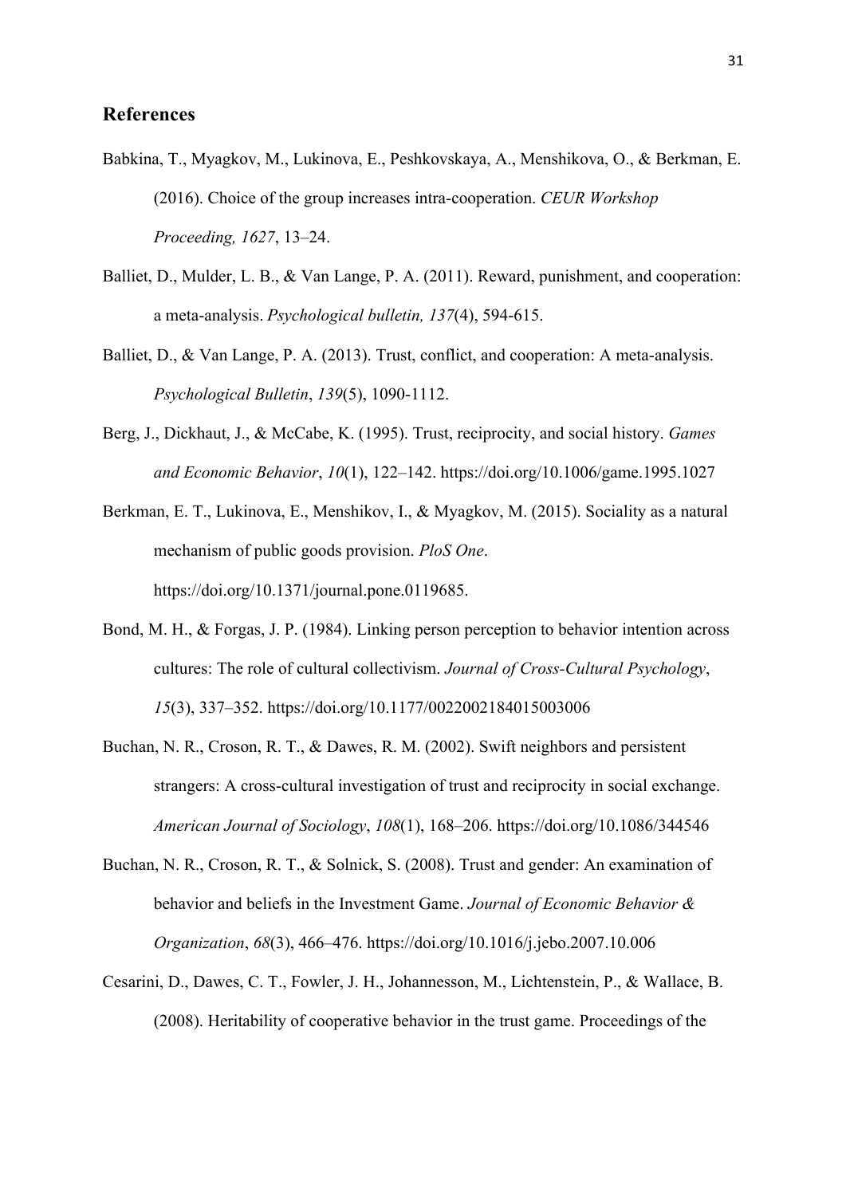## References

Babkina, T., Myagkov, M., Lukinova, E., Peshkovskaya, A., Menshikova, O., & Berkman, E. (2016). Choice of the group increases intra-cooperation. *CEUR Workshop Proceeding, 1627*, 13–24.

Balliet, D., Mulder, L. B., & Van Lange, P. A. (2011). Reward, punishment, and cooperation: a meta-analysis. *Psychological bulletin, 137*(4), 594-615.

Balliet, D., & Van Lange, P. A. (2013). Trust, conflict, and cooperation: A meta-analysis. *Psychological Bulletin*, *139*(5), 1090-1112.

Berg, J., Dickhaut, J., & McCabe, K. (1995). Trust, reciprocity, and social history. *Games and Economic Behavior*, *10*(1), 122–142. https://doi.org/10.1006/game.1995.1027

Berkman, E. T., Lukinova, E., Menshikov, I., & Myagkov, M. (2015). Sociality as a natural mechanism of public goods provision. *PloS One*. https://doi.org/10.1371/journal.pone.0119685.

Bond, M. H., & Forgas, J. P. (1984). Linking person perception to behavior intention across cultures: The role of cultural collectivism. *Journal of Cross-Cultural Psychology*, *15*(3), 337–352. https://doi.org/10.1177/0022002184015003006

Buchan, N. R., Croson, R. T., & Dawes, R. M. (2002). Swift neighbors and persistent strangers: A cross-cultural investigation of trust and reciprocity in social exchange. *American Journal of Sociology*, *108*(1), 168–206. https://doi.org/10.1086/344546

Buchan, N. R., Croson, R. T., & Solnick, S. (2008). Trust and gender: An examination of behavior and beliefs in the Investment Game. *Journal of Economic Behavior & Organization*, *68*(3), 466–476. https://doi.org/10.1016/j.jebo.2007.10.006

Cesarini, D., Dawes, C. T., Fowler, J. H., Johannesson, M., Lichtenstein, P., & Wallace, B. (2008). Heritability of cooperative behavior in the trust game. Proceedings of the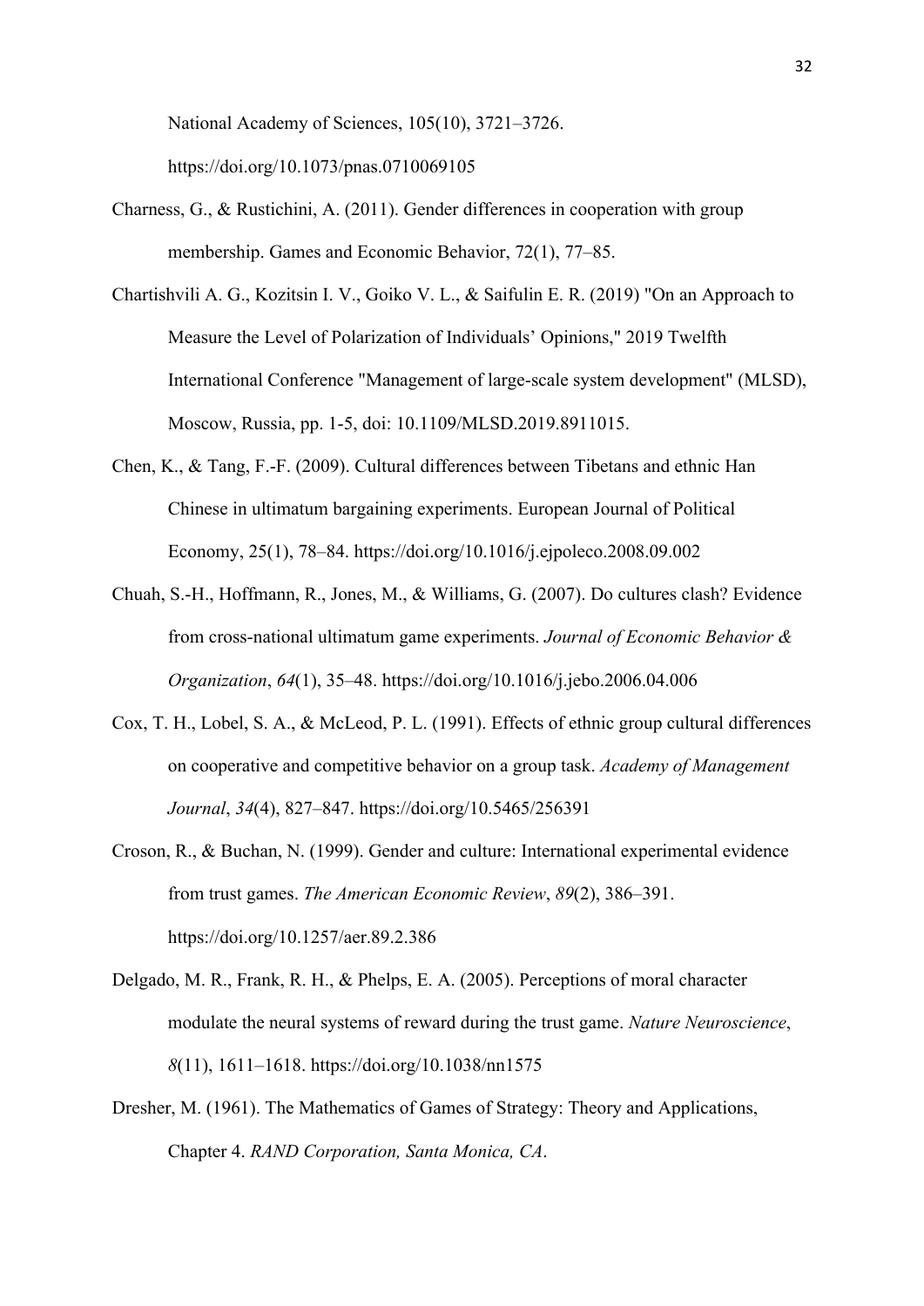National Academy of Sciences, 105(10), 3721–3726. https://doi.org/10.1073/pnas.0710069105

Charness, G., & Rustichini, A. (2011). Gender differences in cooperation with group membership. Games and Economic Behavior, 72(1), 77–85.

Chartishvili A. G., Kozitsin I. V., Goiko V. L., & Saifulin E. R. (2019) "On an Approach to Measure the Level of Polarization of Individuals' Opinions," 2019 Twelfth International Conference "Management of large-scale system development" (MLSD), Moscow, Russia, pp. 1-5, doi: 10.1109/MLSD.2019.8911015.

Chen, K., & Tang, F.-F. (2009). Cultural differences between Tibetans and ethnic Han Chinese in ultimatum bargaining experiments. European Journal of Political Economy, 25(1), 78–84. https://doi.org/10.1016/j.ejpoleco.2008.09.002

Chuah, S.-H., Hoffmann, R., Jones, M., & Williams, G. (2007). Do cultures clash? Evidence from cross-national ultimatum game experiments. *Journal of Economic Behavior & Organization*, *64*(1), 35–48. https://doi.org/10.1016/j.jebo.2006.04.006

Cox, T. H., Lobel, S. A., & McLeod, P. L. (1991). Effects of ethnic group cultural differences on cooperative and competitive behavior on a group task. *Academy of Management Journal*, *34*(4), 827–847. https://doi.org/10.5465/256391

Croson, R., & Buchan, N. (1999). Gender and culture: International experimental evidence from trust games. *The American Economic Review*, *89*(2), 386–391. https://doi.org/10.1257/aer.89.2.386

Delgado, M. R., Frank, R. H., & Phelps, E. A. (2005). Perceptions of moral character modulate the neural systems of reward during the trust game. *Nature Neuroscience*, *8*(11), 1611–1618. https://doi.org/10.1038/nn1575

Dresher, M. (1961). The Mathematics of Games of Strategy: Theory and Applications, Chapter 4. *RAND Corporation, Santa Monica, CA*.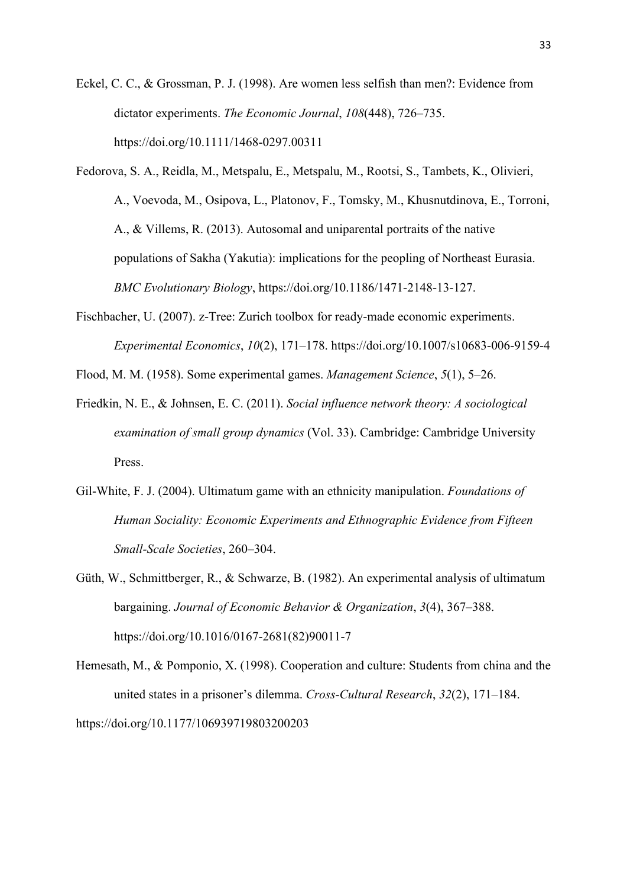Eckel, C. C., & Grossman, P. J. (1998). Are women less selfish than men?: Evidence from dictator experiments. *The Economic Journal*, *108*(448), 726–735. https://doi.org/10.1111/1468-0297.00311

Fedorova, S. A., Reidla, M., Metspalu, E., Metspalu, M., Rootsi, S., Tambets, K., Olivieri, A., Voevoda, M., Osipova, L., Platonov, F., Tomsky, M., Khusnutdinova, E., Torroni, A., & Villems, R. (2013). Autosomal and uniparental portraits of the native populations of Sakha (Yakutia): implications for the peopling of Northeast Eurasia. *BMC Evolutionary Biology*, https://doi.org/10.1186/1471-2148-13-127.

Fischbacher, U. (2007). z-Tree: Zurich toolbox for ready-made economic experiments. *Experimental Economics*, *10*(2), 171–178. https://doi.org/10.1007/s10683-006-9159-4

Flood, M. M. (1958). Some experimental games. *Management Science*, *5*(1), 5–26.

Friedkin, N. E., & Johnsen, E. C. (2011). *Social influence network theory: A sociological examination of small group dynamics* (Vol. 33). Cambridge: Cambridge University Press.

Gil-White, F. J. (2004). Ultimatum game with an ethnicity manipulation. *Foundations of Human Sociality: Economic Experiments and Ethnographic Evidence from Fifteen Small-Scale Societies*, 260–304.

Güth, W., Schmittberger, R., & Schwarze, B. (1982). An experimental analysis of ultimatum bargaining. *Journal of Economic Behavior & Organization*, *3*(4), 367–388. https://doi.org/10.1016/0167-2681(82)90011-7

Hemesath, M., & Pomponio, X. (1998). Cooperation and culture: Students from china and the united states in a prisoner's dilemma. *Cross-Cultural Research*, *32*(2), 171–184. https://doi.org/10.1177/106939719803200203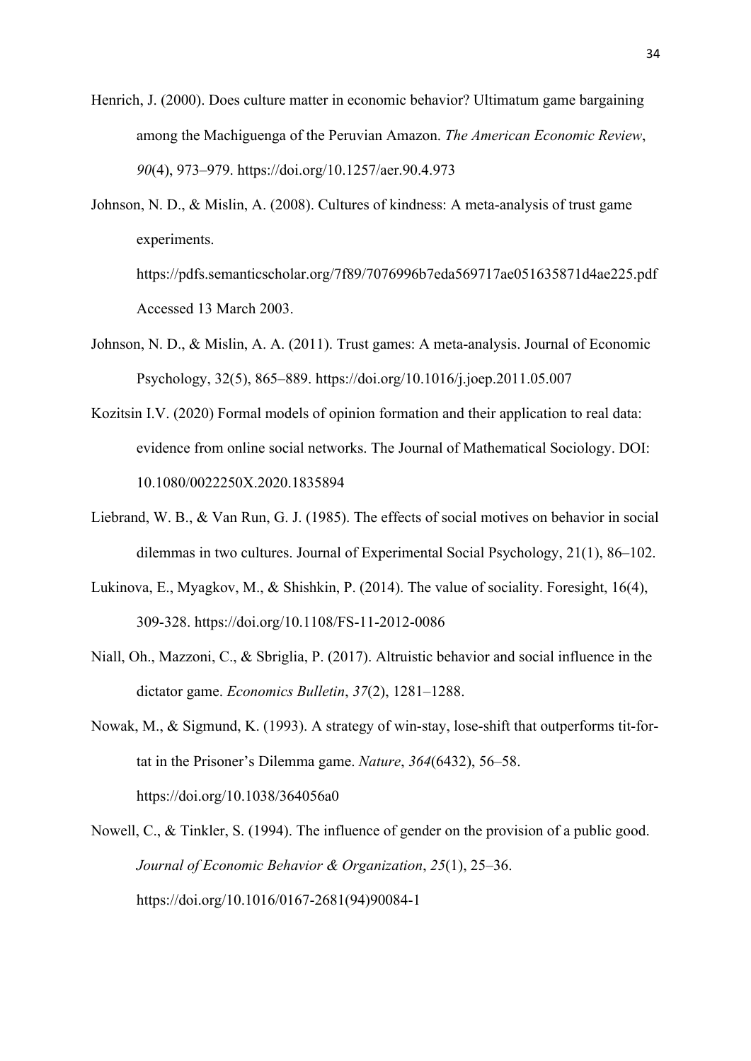Henrich, J. (2000). Does culture matter in economic behavior? Ultimatum game bargaining among the Machiguenga of the Peruvian Amazon. *The American Economic Review*, *90*(4), 973–979. https://doi.org/10.1257/aer.90.4.973

Johnson, N. D., & Mislin, A. (2008). Cultures of kindness: A meta-analysis of trust game experiments. https://pdfs.semanticscholar.org/7f89/7076996b7eda569717ae051635871d4ae225.pdf Accessed 13 March 2003.

Johnson, N. D., & Mislin, A. A. (2011). Trust games: A meta-analysis. Journal of Economic Psychology, 32(5), 865–889. https://doi.org/10.1016/j.joep.2011.05.007

Kozitsin I.V. (2020) Formal models of opinion formation and their application to real data: evidence from online social networks. The Journal of Mathematical Sociology. DOI: 10.1080/0022250X.2020.1835894

Liebrand, W. B., & Van Run, G. J. (1985). The effects of social motives on behavior in social dilemmas in two cultures. Journal of Experimental Social Psychology, 21(1), 86–102.

Lukinova, E., Myagkov, M., & Shishkin, P. (2014). The value of sociality. Foresight, 16(4), 309-328. https://doi.org/10.1108/FS-11-2012-0086

Niall, Oh., Mazzoni, C., & Sbriglia, P. (2017). Altruistic behavior and social influence in the dictator game. *Economics Bulletin*, *37*(2), 1281–1288.

Nowak, M., & Sigmund, K. (1993). A strategy of win-stay, lose-shift that outperforms tit-for-tat in the Prisoner's Dilemma game. *Nature*, *364*(6432), 56–58. https://doi.org/10.1038/364056a0

Nowell, C., & Tinkler, S. (1994). The influence of gender on the provision of a public good. *Journal of Economic Behavior & Organization*, *25*(1), 25–36. https://doi.org/10.1016/0167-2681(94)90084-1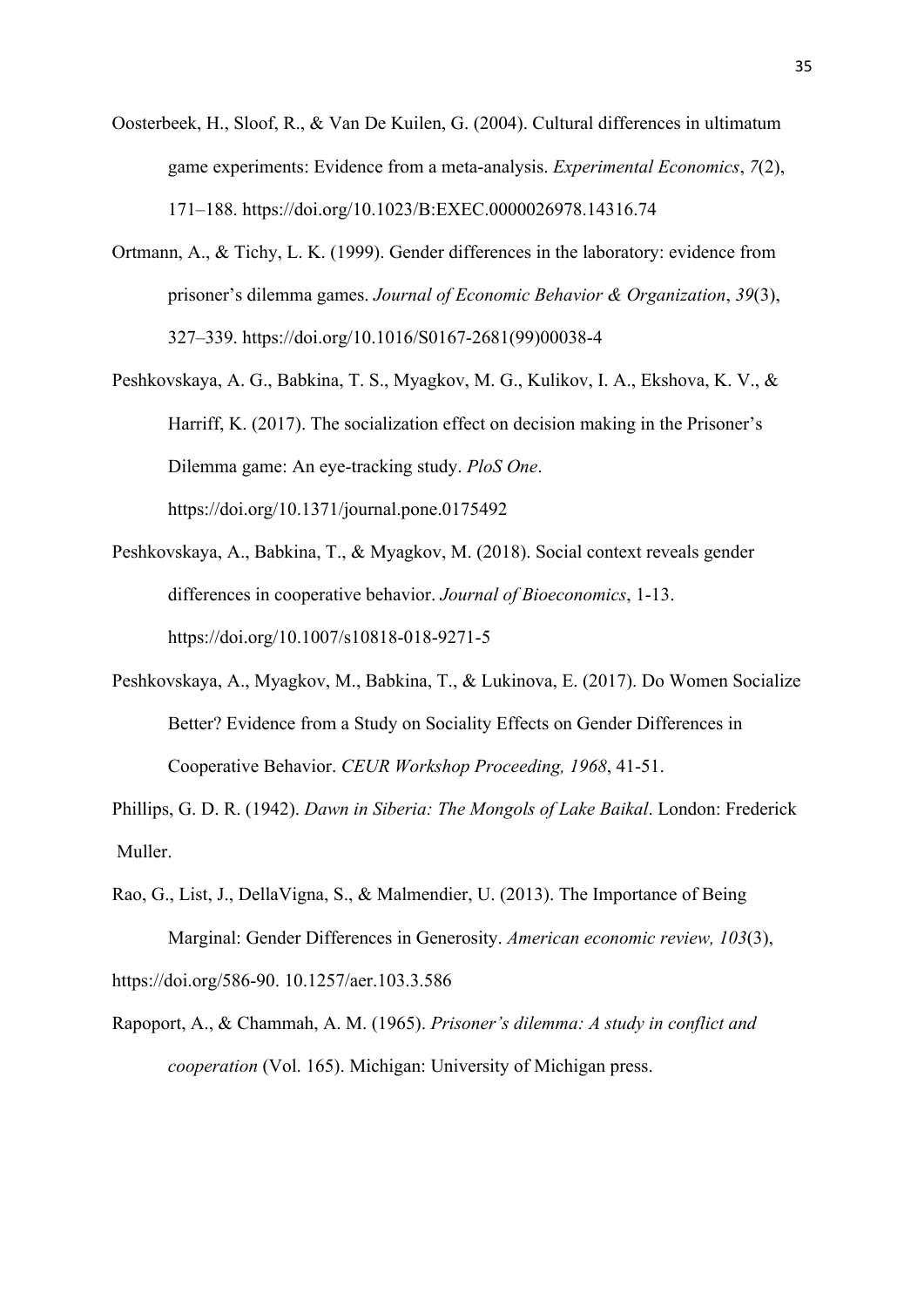Oosterbeek, H., Sloof, R., & Van De Kuilen, G. (2004). Cultural differences in ultimatum game experiments: Evidence from a meta-analysis. *Experimental Economics*, *7*(2), 171–188. https://doi.org/10.1023/B:EXEC.0000026978.14316.74

Ortmann, A., & Tichy, L. K. (1999). Gender differences in the laboratory: evidence from prisoner's dilemma games. *Journal of Economic Behavior & Organization*, *39*(3), 327–339. https://doi.org/10.1016/S0167-2681(99)00038-4

Peshkovskaya, A. G., Babkina, T. S., Myagkov, M. G., Kulikov, I. A., Ekshova, K. V., & Harriff, K. (2017). The socialization effect on decision making in the Prisoner's Dilemma game: An eye-tracking study. *PloS One*. https://doi.org/10.1371/journal.pone.0175492

Peshkovskaya, A., Babkina, T., & Myagkov, M. (2018). Social context reveals gender differences in cooperative behavior. *Journal of Bioeconomics*, 1-13. https://doi.org/10.1007/s10818-018-9271-5

Peshkovskaya, A., Myagkov, M., Babkina, T., & Lukinova, E. (2017). Do Women Socialize Better? Evidence from a Study on Sociality Effects on Gender Differences in Cooperative Behavior. *CEUR Workshop Proceeding, 1968*, 41-51.

Phillips, G. D. R. (1942). *Dawn in Siberia: The Mongols of Lake Baikal*. London: Frederick Muller.

Rao, G., List, J., DellaVigna, S., & Malmendier, U. (2013). The Importance of Being Marginal: Gender Differences in Generosity. *American economic review, 103*(3), https://doi.org/586-90. 10.1257/aer.103.3.586

Rapoport, A., & Chammah, A. M. (1965). *Prisoner's dilemma: A study in conflict and cooperation* (Vol. 165). Michigan: University of Michigan press.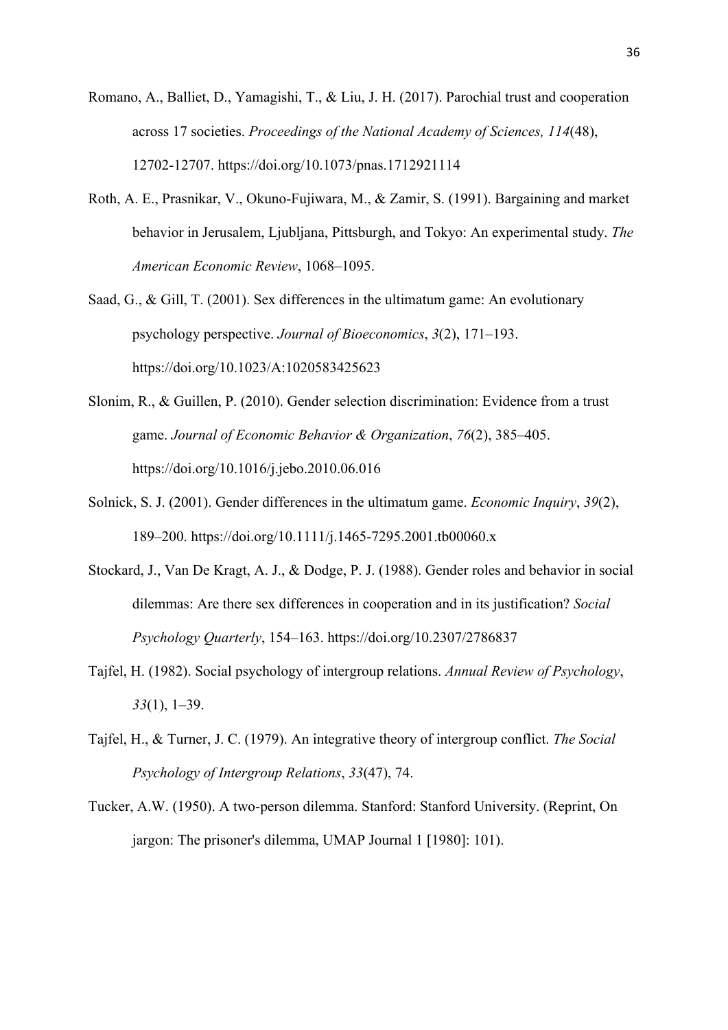Romano, A., Balliet, D., Yamagishi, T., & Liu, J. H. (2017). Parochial trust and cooperation across 17 societies. *Proceedings of the National Academy of Sciences, 114*(48), 12702-12707. https://doi.org/10.1073/pnas.1712921114

Roth, A. E., Prasnikar, V., Okuno-Fujiwara, M., & Zamir, S. (1991). Bargaining and market behavior in Jerusalem, Ljubljana, Pittsburgh, and Tokyo: An experimental study. *The American Economic Review*, 1068–1095.

Saad, G., & Gill, T. (2001). Sex differences in the ultimatum game: An evolutionary psychology perspective. *Journal of Bioeconomics*, *3*(2), 171–193. https://doi.org/10.1023/A:1020583425623

Slonim, R., & Guillen, P. (2010). Gender selection discrimination: Evidence from a trust game. *Journal of Economic Behavior & Organization*, *76*(2), 385–405. https://doi.org/10.1016/j.jebo.2010.06.016

Solnick, S. J. (2001). Gender differences in the ultimatum game. *Economic Inquiry*, *39*(2), 189–200. https://doi.org/10.1111/j.1465-7295.2001.tb00060.x

Stockard, J., Van De Kragt, A. J., & Dodge, P. J. (1988). Gender roles and behavior in social dilemmas: Are there sex differences in cooperation and in its justification? *Social Psychology Quarterly*, 154–163. https://doi.org/10.2307/2786837

Tajfel, H. (1982). Social psychology of intergroup relations. *Annual Review of Psychology*, *33*(1), 1–39.

Tajfel, H., & Turner, J. C. (1979). An integrative theory of intergroup conflict. *The Social Psychology of Intergroup Relations*, *33*(47), 74.

Tucker, A.W. (1950). A two-person dilemma. Stanford: Stanford University. (Reprint, On jargon: The prisoner's dilemma, UMAP Journal 1 [1980]: 101).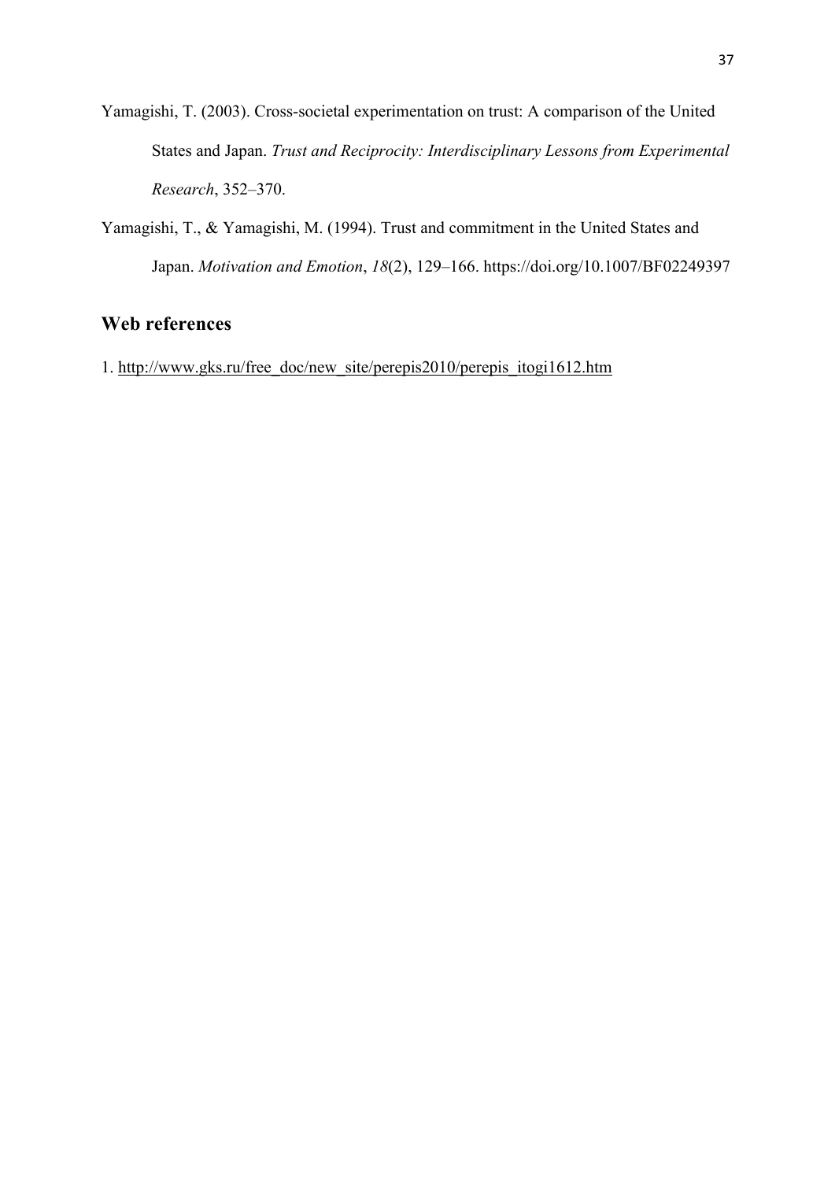Yamagishi, T. (2003). Cross-societal experimentation on trust: A comparison of the United States and Japan. *Trust and Reciprocity: Interdisciplinary Lessons from Experimental Research*, 352–370.

Yamagishi, T., & Yamagishi, M. (1994). Trust and commitment in the United States and Japan. *Motivation and Emotion*, *18*(2), 129–166. https://doi.org/10.1007/BF02249397

## Web references

1. http://www.gks.ru/free_doc/new_site/perepis2010/perepis_itogi1612.htm